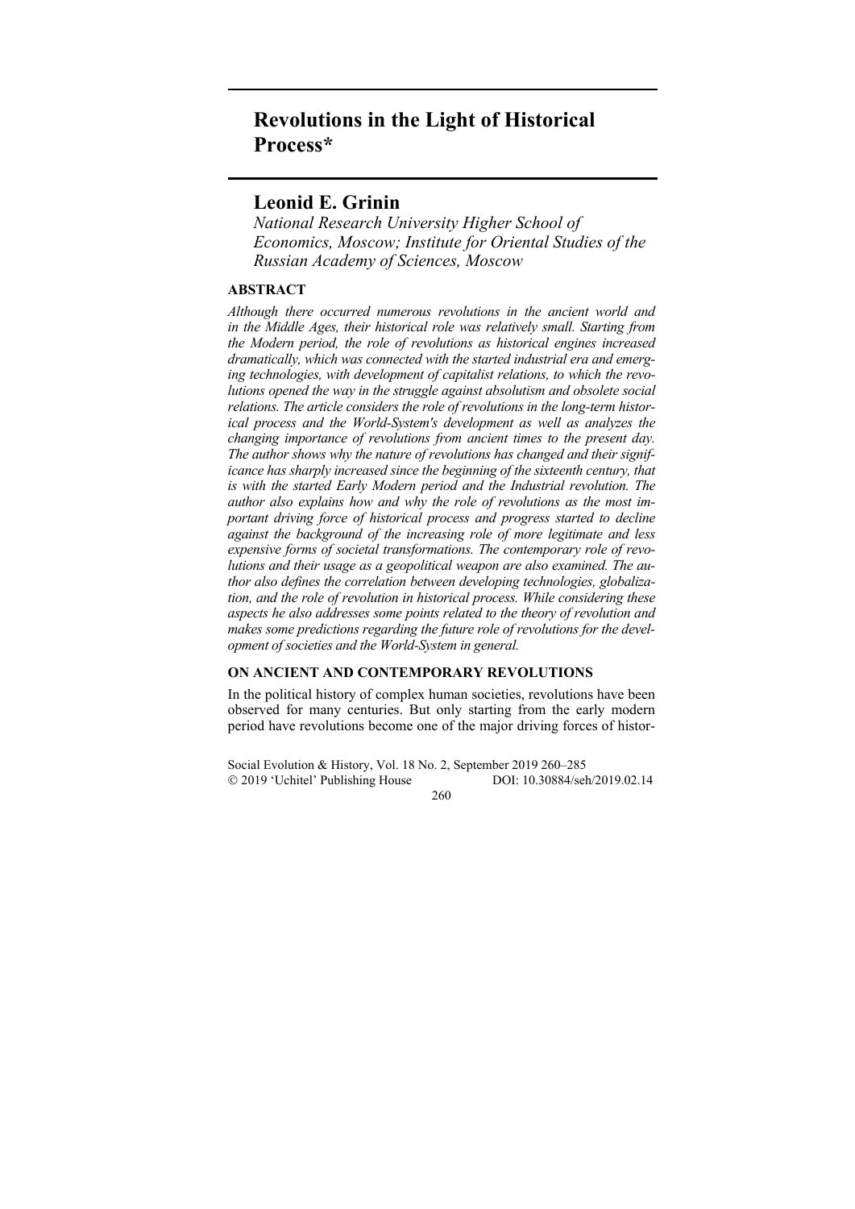# Revolutions in the Light of Historical Process*

## Leonid E. Grinin

*National Research University Higher School of Economics, Moscow; Institute for Oriental Studies of the Russian Academy of Sciences, Moscow*

### ABSTRACT

*Although there occurred numerous revolutions in the ancient world and in the Middle Ages, their historical role was relatively small. Starting from the Modern period, the role of revolutions as historical engines increased dramatically, which was connected with the started industrial era and emerging technologies, with development of capitalist relations, to which the revolutions opened the way in the struggle against absolutism and obsolete social relations. The article considers the role of revolutions in the long-term historical process and the World-System's development as well as analyzes the changing importance of revolutions from ancient times to the present day. The author shows why the nature of revolutions has changed and their significance has sharply increased since the beginning of the sixteenth century, that is with the started Early Modern period and the Industrial revolution. The author also explains how and why the role of revolutions as the most important driving force of historical process and progress started to decline against the background of the increasing role of more legitimate and less expensive forms of societal transformations. The contemporary role of revolutions and their usage as a geopolitical weapon are also examined. The author also defines the correlation between developing technologies, globalization, and the role of revolution in historical process. While considering these aspects he also addresses some points related to the theory of revolution and makes some predictions regarding the future role of revolutions for the development of societies and the World-System in general.*

### ON ANCIENT AND CONTEMPORARY REVOLUTIONS

In the political history of complex human societies, revolutions have been observed for many centuries. But only starting from the early modern period have revolutions become one of the major driving forces of histor-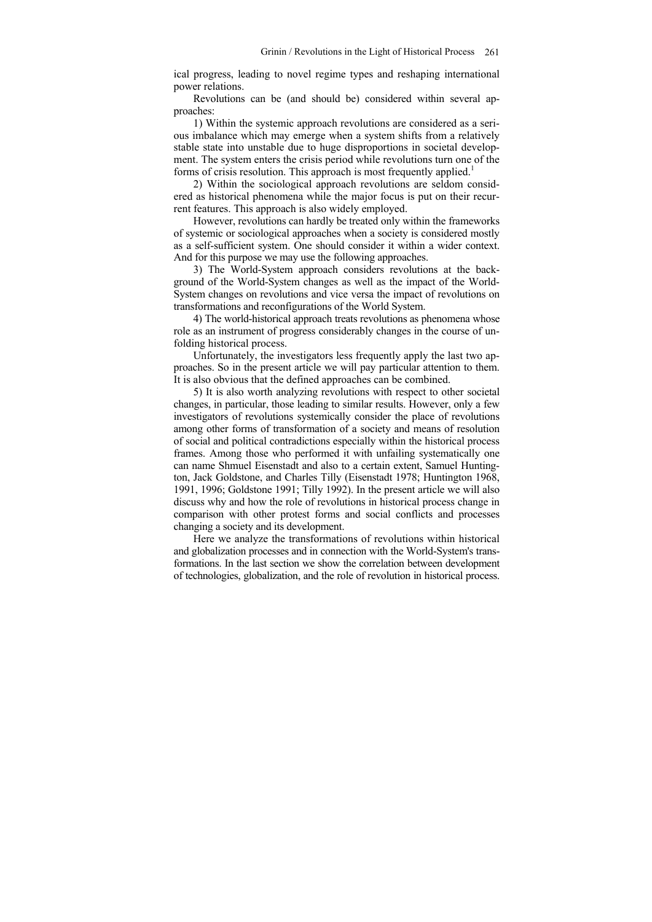ical progress, leading to novel regime types and reshaping international power relations.

Revolutions can be (and should be) considered within several approaches:

1) Within the systemic approach revolutions are considered as a serious imbalance which may emerge when a system shifts from a relatively stable state into unstable due to huge disproportions in societal development. The system enters the crisis period while revolutions turn one of the forms of crisis resolution. This approach is most frequently applied.[1]

2) Within the sociological approach revolutions are seldom considered as historical phenomena while the major focus is put on their recurrent features. This approach is also widely employed.

However, revolutions can hardly be treated only within the frameworks of systemic or sociological approaches when a society is considered mostly as a self-sufficient system. One should consider it within a wider context. And for this purpose we may use the following approaches.

3) The World-System approach considers revolutions at the background of the World-System changes as well as the impact of the World-System changes on revolutions and vice versa the impact of revolutions on transformations and reconfigurations of the World System.

4) The world-historical approach treats revolutions as phenomena whose role as an instrument of progress considerably changes in the course of unfolding historical process.

Unfortunately, the investigators less frequently apply the last two approaches. So in the present article we will pay particular attention to them. It is also obvious that the defined approaches can be combined.

5) It is also worth analyzing revolutions with respect to other societal changes, in particular, those leading to similar results. However, only a few investigators of revolutions systemically consider the place of revolutions among other forms of transformation of a society and means of resolution of social and political contradictions especially within the historical process frames. Among those who performed it with unfailing systematically one can name Shmuel Eisenstadt and also to a certain extent, Samuel Huntington, Jack Goldstone, and Charles Tilly (Eisenstadt 1978; Huntington 1968, 1991, 1996; Goldstone 1991; Tilly 1992). In the present article we will also discuss why and how the role of revolutions in historical process change in comparison with other protest forms and social conflicts and processes changing a society and its development.

Here we analyze the transformations of revolutions within historical and globalization processes and in connection with the World-System's transformations. In the last section we show the correlation between development of technologies, globalization, and the role of revolution in historical process.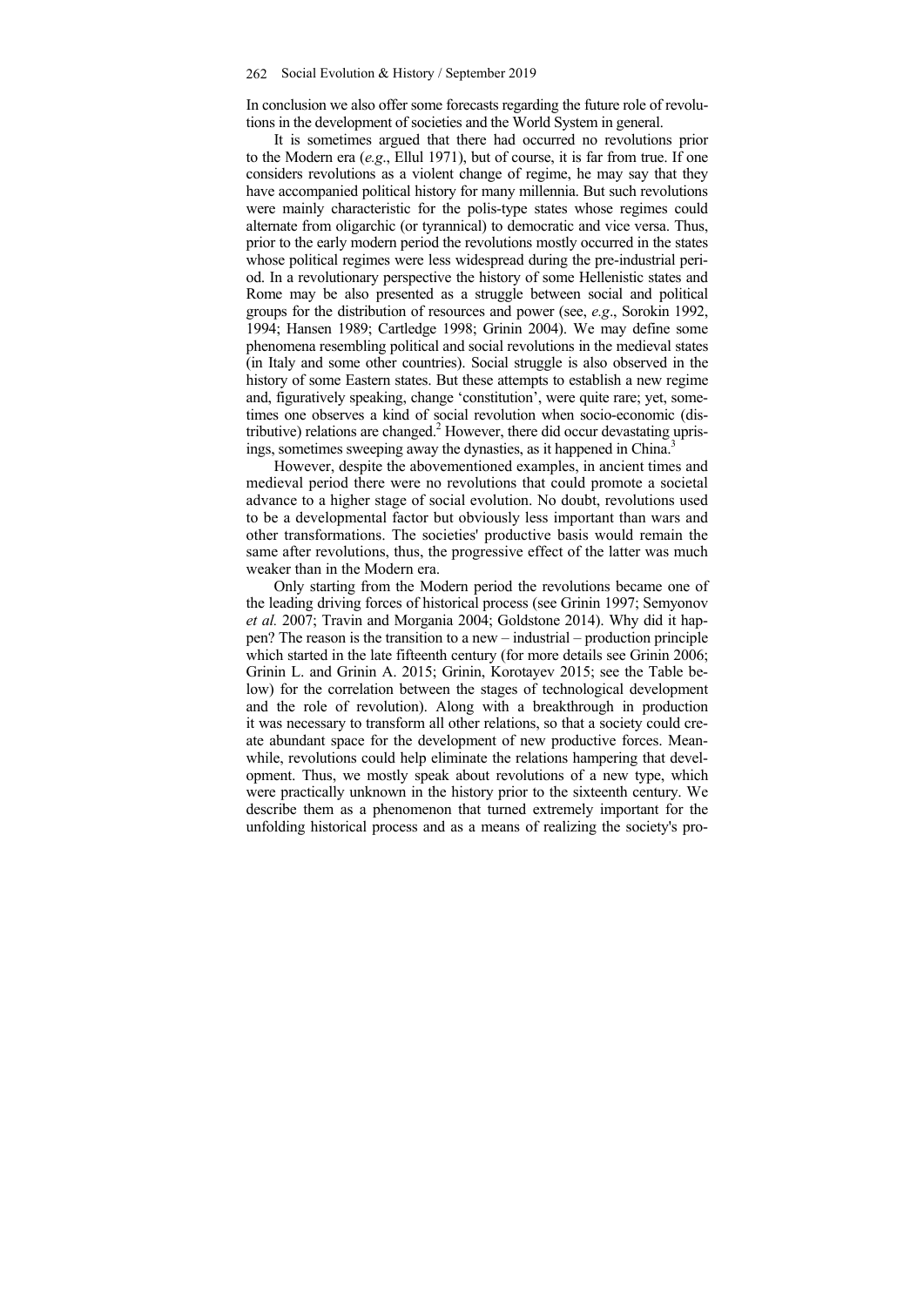In conclusion we also offer some forecasts regarding the future role of revolutions in the development of societies and the World System in general.

It is sometimes argued that there had occurred no revolutions prior to the Modern era (*e.g*., Ellul 1971), but of course, it is far from true. If one considers revolutions as a violent change of regime, he may say that they have accompanied political history for many millennia. But such revolutions were mainly characteristic for the polis-type states whose regimes could alternate from oligarchic (or tyrannical) to democratic and vice versa. Thus, prior to the early modern period the revolutions mostly occurred in the states whose political regimes were less widespread during the pre-industrial period. In a revolutionary perspective the history of some Hellenistic states and Rome may be also presented as a struggle between social and political groups for the distribution of resources and power (see, *e.g*., Sorokin 1992, 1994; Hansen 1989; Cartledge 1998; Grinin 2004). We may define some phenomena resembling political and social revolutions in the medieval states (in Italy and some other countries). Social struggle is also observed in the history of some Eastern states. But these attempts to establish a new regime and, figuratively speaking, change 'constitution', were quite rare; yet, sometimes one observes a kind of social revolution when socio-economic (distributive) relations are changed.[2] However, there did occur devastating uprisings, sometimes sweeping away the dynasties, as it happened in China.[3]

However, despite the abovementioned examples, in ancient times and medieval period there were no revolutions that could promote a societal advance to a higher stage of social evolution. No doubt, revolutions used to be a developmental factor but obviously less important than wars and other transformations. The societies' productive basis would remain the same after revolutions, thus, the progressive effect of the latter was much weaker than in the Modern era.

Only starting from the Modern period the revolutions became one of the leading driving forces of historical process (see Grinin 1997; Semyonov *et al.* 2007; Travin and Morgania 2004; Goldstone 2014). Why did it happen? The reason is the transition to a new – industrial – production principle which started in the late fifteenth century (for more details see Grinin 2006; Grinin L. and Grinin A. 2015; Grinin, Korotayev 2015; see the Table below) for the correlation between the stages of technological development and the role of revolution). Along with a breakthrough in production it was necessary to transform all other relations, so that a society could create abundant space for the development of new productive forces. Meanwhile, revolutions could help eliminate the relations hampering that development. Thus, we mostly speak about revolutions of a new type, which were practically unknown in the history prior to the sixteenth century. We describe them as a phenomenon that turned extremely important for the unfolding historical process and as a means of realizing the society's pro-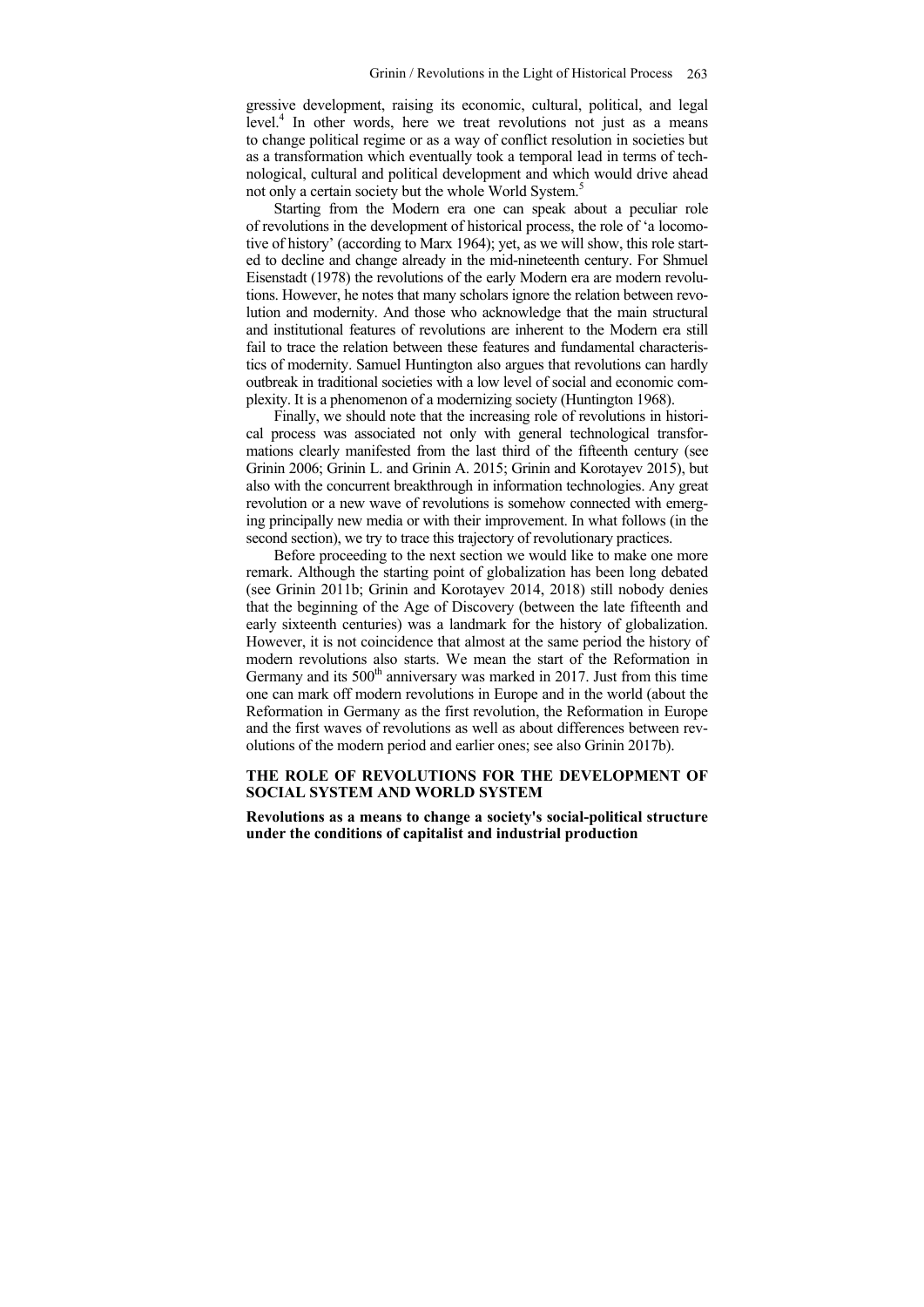gressive development, raising its economic, cultural, political, and legal level.[4] In other words, here we treat revolutions not just as a means to change political regime or as a way of conflict resolution in societies but as a transformation which eventually took a temporal lead in terms of technological, cultural and political development and which would drive ahead not only a certain society but the whole World System.[5]

Starting from the Modern era one can speak about a peculiar role of revolutions in the development of historical process, the role of 'a locomotive of history' (according to Marx 1964); yet, as we will show, this role started to decline and change already in the mid-nineteenth century. For Shmuel Eisenstadt (1978) the revolutions of the early Modern era are modern revolutions. However, he notes that many scholars ignore the relation between revolution and modernity. And those who acknowledge that the main structural and institutional features of revolutions are inherent to the Modern era still fail to trace the relation between these features and fundamental characteristics of modernity. Samuel Huntington also argues that revolutions can hardly outbreak in traditional societies with a low level of social and economic complexity. It is a phenomenon of a modernizing society (Huntington 1968).

Finally, we should note that the increasing role of revolutions in historical process was associated not only with general technological transformations clearly manifested from the last third of the fifteenth century (see Grinin 2006; Grinin L. and Grinin A. 2015; Grinin and Korotayev 2015), but also with the concurrent breakthrough in information technologies. Any great revolution or a new wave of revolutions is somehow connected with emerging principally new media or with their improvement. In what follows (in the second section), we try to trace this trajectory of revolutionary practices.

Before proceeding to the next section we would like to make one more remark. Although the starting point of globalization has been long debated (see Grinin 2011b; Grinin and Korotayev 2014, 2018) still nobody denies that the beginning of the Age of Discovery (between the late fifteenth and early sixteenth centuries) was a landmark for the history of globalization. However, it is not coincidence that almost at the same period the history of modern revolutions also starts. We mean the start of the Reformation in Germany and its 500[th] anniversary was marked in 2017. Just from this time one can mark off modern revolutions in Europe and in the world (about the Reformation in Germany as the first revolution, the Reformation in Europe and the first waves of revolutions as well as about differences between revolutions of the modern period and earlier ones; see also Grinin 2017b).

## THE ROLE OF REVOLUTIONS FOR THE DEVELOPMENT OF SOCIAL SYSTEM AND WORLD SYSTEM

### Revolutions as a means to change a society's social-political structure under the conditions of capitalist and industrial production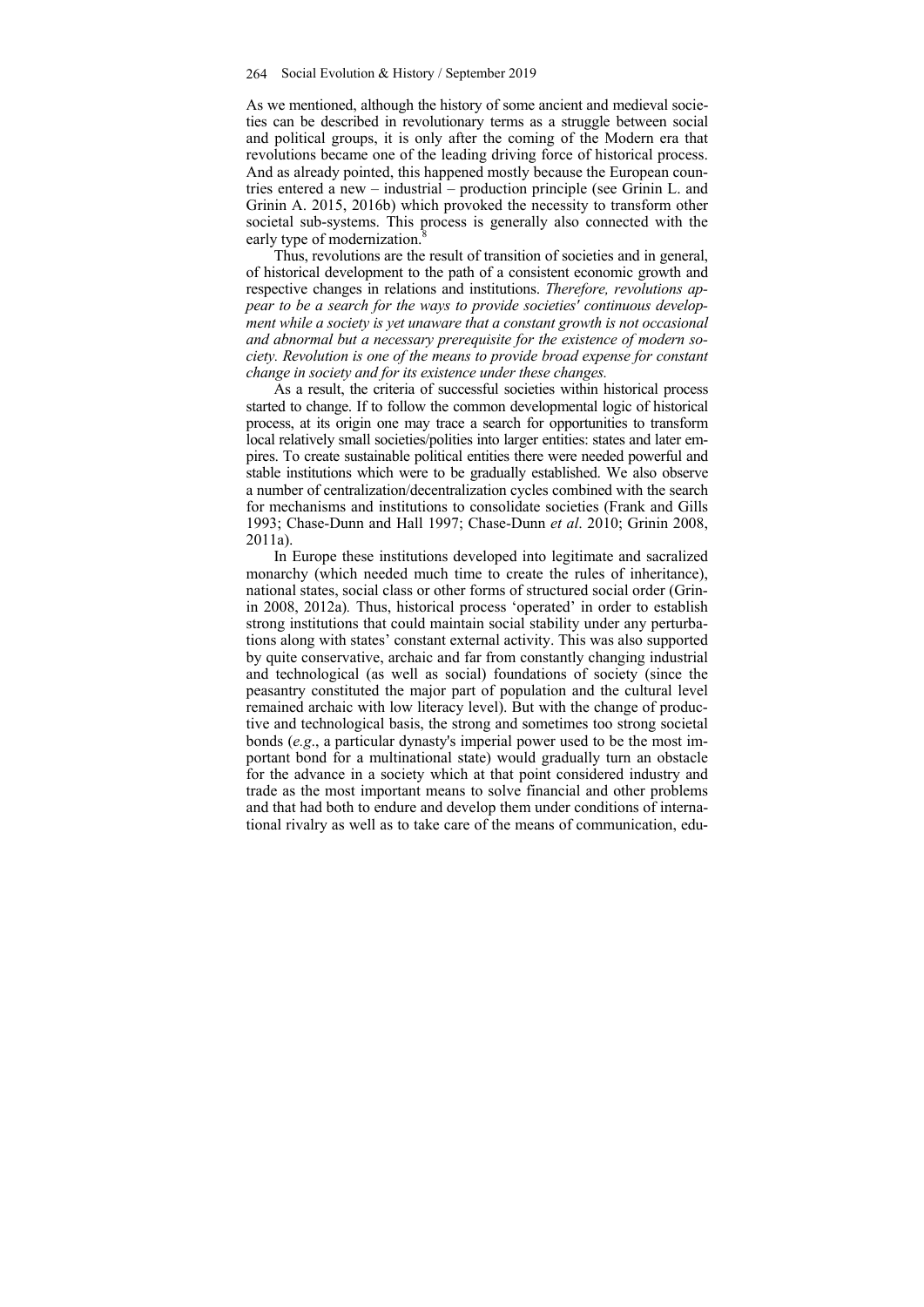As we mentioned, although the history of some ancient and medieval societies can be described in revolutionary terms as a struggle between social and political groups, it is only after the coming of the Modern era that revolutions became one of the leading driving force of historical process. And as already pointed, this happened mostly because the European countries entered a new – industrial – production principle (see Grinin L. and Grinin A. 2015, 2016b) which provoked the necessity to transform other societal sub-systems. This process is generally also connected with the early type of modernization.[8]

Thus, revolutions are the result of transition of societies and in general, of historical development to the path of a consistent economic growth and respective changes in relations and institutions. *Therefore, revolutions appear to be a search for the ways to provide societies' continuous development while a society is yet unaware that a constant growth is not occasional and abnormal but a necessary prerequisite for the existence of modern society. Revolution is one of the means to provide broad expense for constant change in society and for its existence under these changes.*

As a result, the criteria of successful societies within historical process started to change. If to follow the common developmental logic of historical process, at its origin one may trace a search for opportunities to transform local relatively small societies/polities into larger entities: states and later empires. To create sustainable political entities there were needed powerful and stable institutions which were to be gradually established. We also observe a number of centralization/decentralization cycles combined with the search for mechanisms and institutions to consolidate societies (Frank and Gills 1993; Chase-Dunn and Hall 1997; Chase-Dunn *et al*. 2010; Grinin 2008, 2011a).

In Europe these institutions developed into legitimate and sacralized monarchy (which needed much time to create the rules of inheritance), national states, social class or other forms of structured social order (Grinin 2008, 2012a). Thus, historical process 'operated' in order to establish strong institutions that could maintain social stability under any perturbations along with states' constant external activity. This was also supported by quite conservative, archaic and far from constantly changing industrial and technological (as well as social) foundations of society (since the peasantry constituted the major part of population and the cultural level remained archaic with low literacy level). But with the change of productive and technological basis, the strong and sometimes too strong societal bonds (*e.g*., a particular dynasty's imperial power used to be the most important bond for a multinational state) would gradually turn an obstacle for the advance in a society which at that point considered industry and trade as the most important means to solve financial and other problems and that had both to endure and develop them under conditions of international rivalry as well as to take care of the means of communication, edu-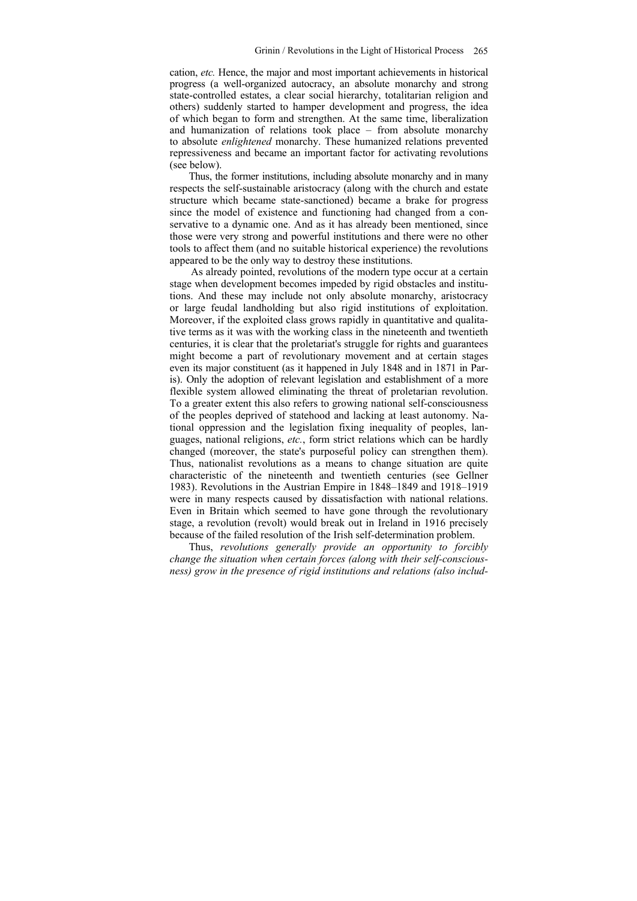cation, *etc.* Hence, the major and most important achievements in historical progress (a well-organized autocracy, an absolute monarchy and strong state-controlled estates, a clear social hierarchy, totalitarian religion and others) suddenly started to hamper development and progress, the idea of which began to form and strengthen. At the same time, liberalization and humanization of relations took place – from absolute monarchy to absolute *enlightened* monarchy. These humanized relations prevented repressiveness and became an important factor for activating revolutions (see below).

Thus, the former institutions, including absolute monarchy and in many respects the self-sustainable aristocracy (along with the church and estate structure which became state-sanctioned) became a brake for progress since the model of existence and functioning had changed from a conservative to a dynamic one. And as it has already been mentioned, since those were very strong and powerful institutions and there were no other tools to affect them (and no suitable historical experience) the revolutions appeared to be the only way to destroy these institutions.

As already pointed, revolutions of the modern type occur at a certain stage when development becomes impeded by rigid obstacles and institutions. And these may include not only absolute monarchy, aristocracy or large feudal landholding but also rigid institutions of exploitation. Moreover, if the exploited class grows rapidly in quantitative and qualitative terms as it was with the working class in the nineteenth and twentieth centuries, it is clear that the proletariat's struggle for rights and guarantees might become a part of revolutionary movement and at certain stages even its major constituent (as it happened in July 1848 and in 1871 in Paris). Only the adoption of relevant legislation and establishment of a more flexible system allowed eliminating the threat of proletarian revolution. To a greater extent this also refers to growing national self-consciousness of the peoples deprived of statehood and lacking at least autonomy. National oppression and the legislation fixing inequality of peoples, languages, national religions, *etc.*, form strict relations which can be hardly changed (moreover, the state's purposeful policy can strengthen them). Thus, nationalist revolutions as a means to change situation are quite characteristic of the nineteenth and twentieth centuries (see Gellner 1983). Revolutions in the Austrian Empire in 1848–1849 and 1918–1919 were in many respects caused by dissatisfaction with national relations. Even in Britain which seemed to have gone through the revolutionary stage, a revolution (revolt) would break out in Ireland in 1916 precisely because of the failed resolution of the Irish self-determination problem.

Thus, *revolutions generally provide an opportunity to forcibly change the situation when certain forces (along with their self-consciousness) grow in the presence of rigid institutions and relations (also includ-*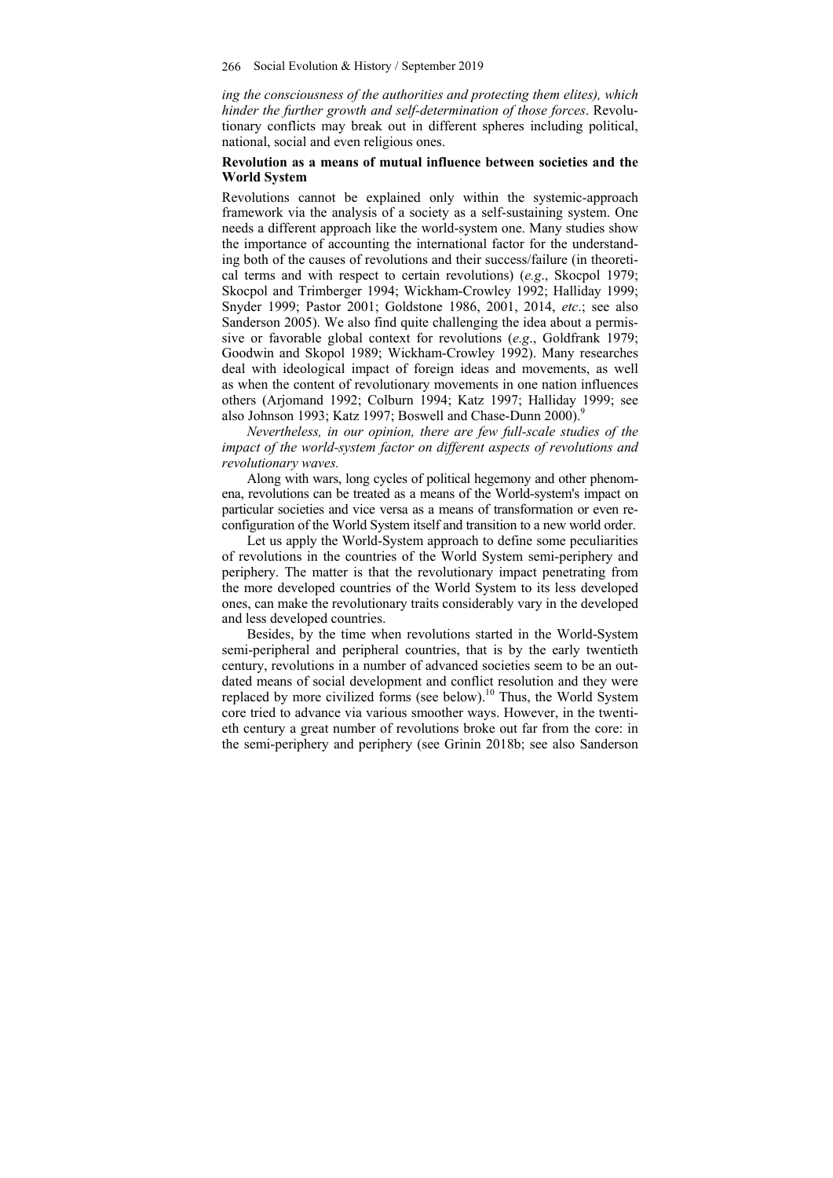*ing the consciousness of the authorities and protecting them elites), which hinder the further growth and self-determination of those forces*. Revolutionary conflicts may break out in different spheres including political, national, social and even religious ones.

### Revolution as a means of mutual influence between societies and the World System

Revolutions cannot be explained only within the systemic-approach framework via the analysis of a society as a self-sustaining system. One needs a different approach like the world-system one. Many studies show the importance of accounting the international factor for the understanding both of the causes of revolutions and their success/failure (in theoretical terms and with respect to certain revolutions) (*e.g*., Skocpol 1979; Skocpol and Trimberger 1994; Wickham-Crowley 1992; Halliday 1999; Snyder 1999; Pastor 2001; Goldstone 1986, 2001, 2014, *etc*.; see also Sanderson 2005). We also find quite challenging the idea about a permissive or favorable global context for revolutions (*e.g*., Goldfrank 1979; Goodwin and Skopol 1989; Wickham-Crowley 1992). Many researches deal with ideological impact of foreign ideas and movements, as well as when the content of revolutionary movements in one nation influences others (Arjomand 1992; Colburn 1994; Katz 1997; Halliday 1999; see also Johnson 1993; Katz 1997; Boswell and Chase-Dunn 2000).[9]

*Nevertheless, in our opinion, there are few full-scale studies of the impact of the world-system factor on different aspects of revolutions and revolutionary waves.*

Along with wars, long cycles of political hegemony and other phenomena, revolutions can be treated as a means of the World-system's impact on particular societies and vice versa as a means of transformation or even reconfiguration of the World System itself and transition to a new world order.

Let us apply the World-System approach to define some peculiarities of revolutions in the countries of the World System semi-periphery and periphery. The matter is that the revolutionary impact penetrating from the more developed countries of the World System to its less developed ones, can make the revolutionary traits considerably vary in the developed and less developed countries.

Besides, by the time when revolutions started in the World-System semi-peripheral and peripheral countries, that is by the early twentieth century, revolutions in a number of advanced societies seem to be an outdated means of social development and conflict resolution and they were replaced by more civilized forms (see below).[10] Thus, the World System core tried to advance via various smoother ways. However, in the twentieth century a great number of revolutions broke out far from the core: in the semi-periphery and periphery (see Grinin 2018b; see also Sanderson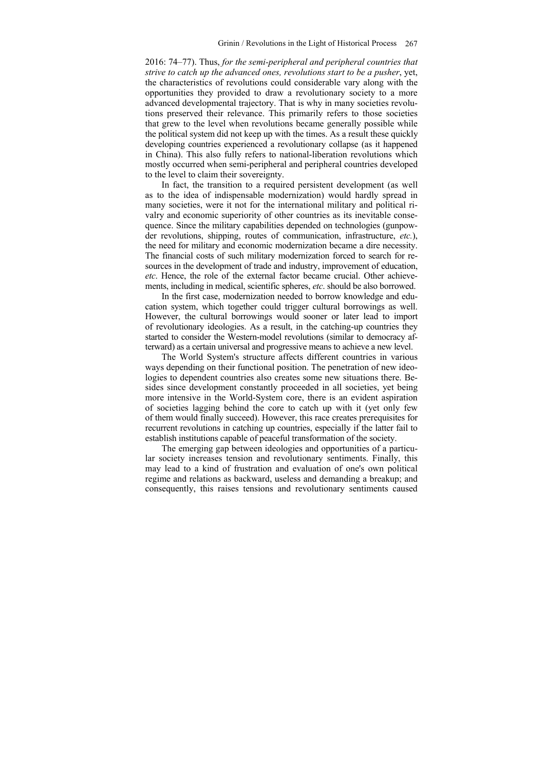2016: 74–77). Thus, *for the semi-peripheral and peripheral countries that strive to catch up the advanced ones, revolutions start to be a pusher*, yet, the characteristics of revolutions could considerable vary along with the opportunities they provided to draw a revolutionary society to a more advanced developmental trajectory. That is why in many societies revolutions preserved their relevance. This primarily refers to those societies that grew to the level when revolutions became generally possible while the political system did not keep up with the times. As a result these quickly developing countries experienced a revolutionary collapse (as it happened in China). This also fully refers to national-liberation revolutions which mostly occurred when semi-peripheral and peripheral countries developed to the level to claim their sovereignty.

In fact, the transition to a required persistent development (as well as to the idea of indispensable modernization) would hardly spread in many societies, were it not for the international military and political rivalry and economic superiority of other countries as its inevitable consequence. Since the military capabilities depended on technologies (gunpowder revolutions, shipping, routes of communication, infrastructure, *etc.*), the need for military and economic modernization became a dire necessity. The financial costs of such military modernization forced to search for resources in the development of trade and industry, improvement of education, *etc*. Hence, the role of the external factor became crucial. Other achievements, including in medical, scientific spheres, *etc*. should be also borrowed.

In the first case, modernization needed to borrow knowledge and education system, which together could trigger cultural borrowings as well. However, the cultural borrowings would sooner or later lead to import of revolutionary ideologies. As a result, in the catching-up countries they started to consider the Western-model revolutions (similar to democracy afterward) as a certain universal and progressive means to achieve a new level.

The World System's structure affects different countries in various ways depending on their functional position. The penetration of new ideologies to dependent countries also creates some new situations there. Besides since development constantly proceeded in all societies, yet being more intensive in the World-System core, there is an evident aspiration of societies lagging behind the core to catch up with it (yet only few of them would finally succeed). However, this race creates prerequisites for recurrent revolutions in catching up countries, especially if the latter fail to establish institutions capable of peaceful transformation of the society.

The emerging gap between ideologies and opportunities of a particular society increases tension and revolutionary sentiments. Finally, this may lead to a kind of frustration and evaluation of one's own political regime and relations as backward, useless and demanding a breakup; and consequently, this raises tensions and revolutionary sentiments caused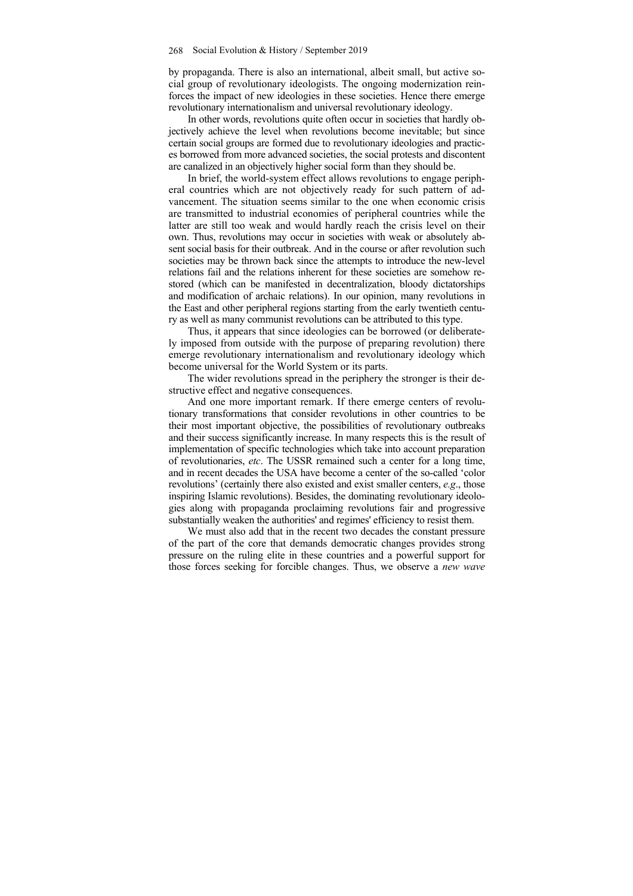by propaganda. There is also an international, albeit small, but active social group of revolutionary ideologists. The ongoing modernization reinforces the impact of new ideologies in these societies. Hence there emerge revolutionary internationalism and universal revolutionary ideology.

In other words, revolutions quite often occur in societies that hardly objectively achieve the level when revolutions become inevitable; but since certain social groups are formed due to revolutionary ideologies and practices borrowed from more advanced societies, the social protests and discontent are canalized in an objectively higher social form than they should be.

In brief, the world-system effect allows revolutions to engage peripheral countries which are not objectively ready for such pattern of advancement. The situation seems similar to the one when economic crisis are transmitted to industrial economies of peripheral countries while the latter are still too weak and would hardly reach the crisis level on their own. Thus, revolutions may occur in societies with weak or absolutely absent social basis for their outbreak. And in the course or after revolution such societies may be thrown back since the attempts to introduce the new-level relations fail and the relations inherent for these societies are somehow restored (which can be manifested in decentralization, bloody dictatorships and modification of archaic relations). In our opinion, many revolutions in the East and other peripheral regions starting from the early twentieth century as well as many communist revolutions can be attributed to this type.

Thus, it appears that since ideologies can be borrowed (or deliberately imposed from outside with the purpose of preparing revolution) there emerge revolutionary internationalism and revolutionary ideology which become universal for the World System or its parts.

The wider revolutions spread in the periphery the stronger is their destructive effect and negative consequences.

And one more important remark. If there emerge centers of revolutionary transformations that consider revolutions in other countries to be their most important objective, the possibilities of revolutionary outbreaks and their success significantly increase. In many respects this is the result of implementation of specific technologies which take into account preparation of revolutionaries, *etc*. The USSR remained such a center for a long time, and in recent decades the USA have become a center of the so-called 'color revolutions' (certainly there also existed and exist smaller centers, *e.g*., those inspiring Islamic revolutions). Besides, the dominating revolutionary ideologies along with propaganda proclaiming revolutions fair and progressive substantially weaken the authorities' and regimes' efficiency to resist them.

We must also add that in the recent two decades the constant pressure of the part of the core that demands democratic changes provides strong pressure on the ruling elite in these countries and a powerful support for those forces seeking for forcible changes. Thus, we observe a *new wave*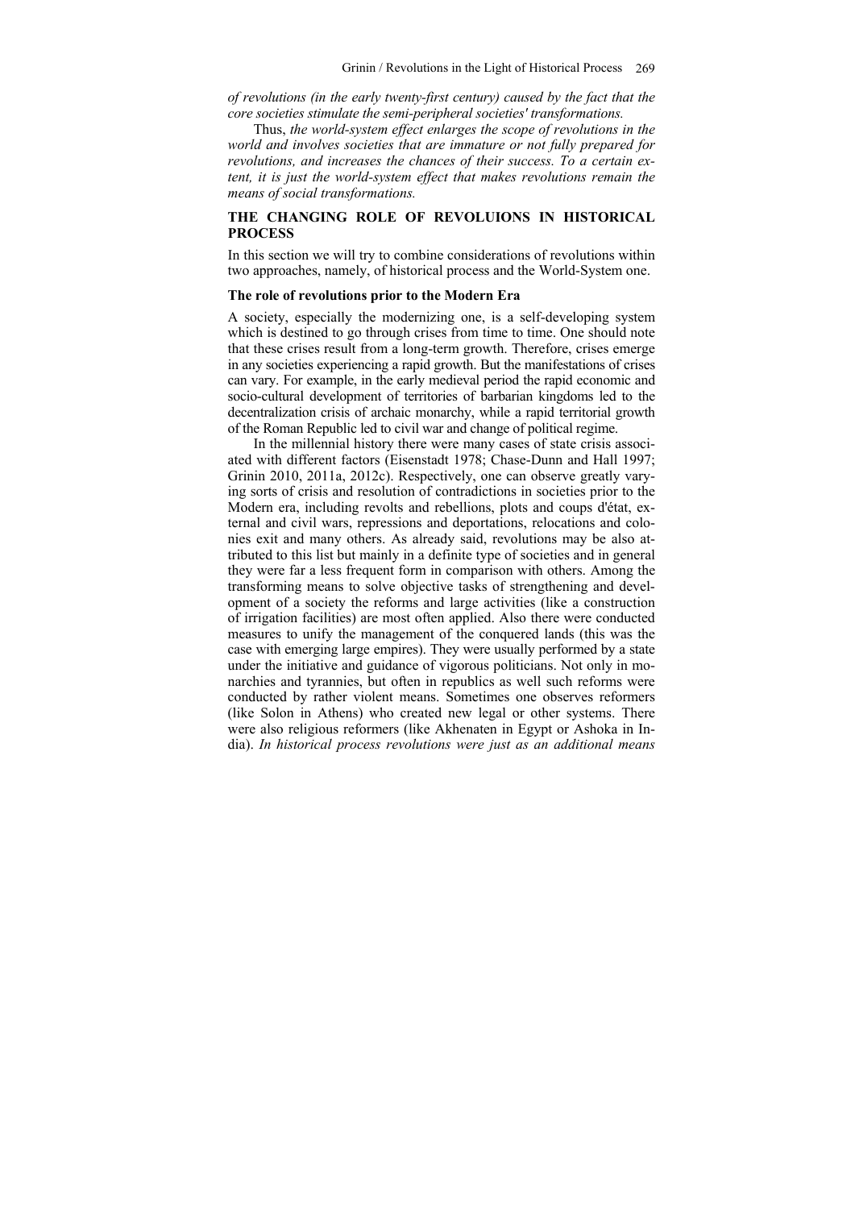*of revolutions (in the early twenty-first century) caused by the fact that the core societies stimulate the semi-peripheral societies' transformations.*

Thus, *the world-system effect enlarges the scope of revolutions in the world and involves societies that are immature or not fully prepared for revolutions, and increases the chances of their success. To a certain extent, it is just the world-system effect that makes revolutions remain the means of social transformations.*

## THE CHANGING ROLE OF REVOLUIONS IN HISTORICAL PROCESS

In this section we will try to combine considerations of revolutions within two approaches, namely, of historical process and the World-System one.

### The role of revolutions prior to the Modern Era

A society, especially the modernizing one, is a self-developing system which is destined to go through crises from time to time. One should note that these crises result from a long-term growth. Therefore, crises emerge in any societies experiencing a rapid growth. But the manifestations of crises can vary. For example, in the early medieval period the rapid economic and socio-cultural development of territories of barbarian kingdoms led to the decentralization crisis of archaic monarchy, while a rapid territorial growth of the Roman Republic led to civil war and change of political regime.

In the millennial history there were many cases of state crisis associated with different factors (Eisenstadt 1978; Chase-Dunn and Hall 1997; Grinin 2010, 2011a, 2012c). Respectively, one can observe greatly varying sorts of crisis and resolution of contradictions in societies prior to the Modern era, including revolts and rebellions, plots and coups d'état, external and civil wars, repressions and deportations, relocations and colonies exit and many others. As already said, revolutions may be also attributed to this list but mainly in a definite type of societies and in general they were far a less frequent form in comparison with others. Among the transforming means to solve objective tasks of strengthening and development of a society the reforms and large activities (like a construction of irrigation facilities) are most often applied. Also there were conducted measures to unify the management of the conquered lands (this was the case with emerging large empires). They were usually performed by a state under the initiative and guidance of vigorous politicians. Not only in monarchies and tyrannies, but often in republics as well such reforms were conducted by rather violent means. Sometimes one observes reformers (like Solon in Athens) who created new legal or other systems. There were also religious reformers (like Akhenaten in Egypt or Ashoka in India). *In historical process revolutions were just as an additional means*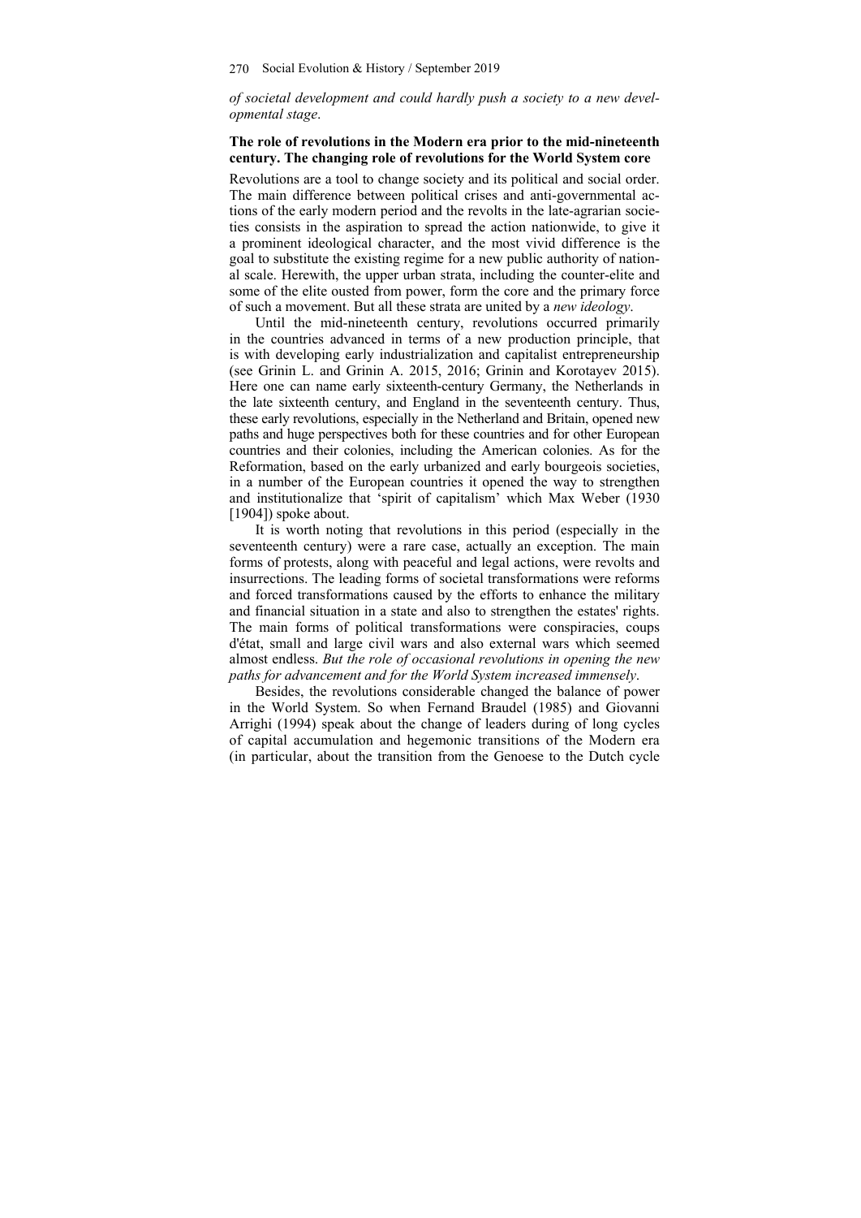*of societal development and could hardly push a society to a new developmental stage*.

### The role of revolutions in the Modern era prior to the mid-nineteenth century. The changing role of revolutions for the World System core

Revolutions are a tool to change society and its political and social order. The main difference between political crises and anti-governmental actions of the early modern period and the revolts in the late-agrarian societies consists in the aspiration to spread the action nationwide, to give it a prominent ideological character, and the most vivid difference is the goal to substitute the existing regime for a new public authority of national scale. Herewith, the upper urban strata, including the counter-elite and some of the elite ousted from power, form the core and the primary force of such a movement. But all these strata are united by a *new ideology*.

Until the mid-nineteenth century, revolutions occurred primarily in the countries advanced in terms of a new production principle, that is with developing early industrialization and capitalist entrepreneurship (see Grinin L. and Grinin A. 2015, 2016; Grinin and Korotayev 2015). Here one can name early sixteenth-century Germany, the Netherlands in the late sixteenth century, and England in the seventeenth century. Thus, these early revolutions, especially in the Netherland and Britain, opened new paths and huge perspectives both for these countries and for other European countries and their colonies, including the American colonies. As for the Reformation, based on the early urbanized and early bourgeois societies, in a number of the European countries it opened the way to strengthen and institutionalize that 'spirit of capitalism' which Max Weber (1930 [1904]) spoke about.

It is worth noting that revolutions in this period (especially in the seventeenth century) were a rare case, actually an exception. The main forms of protests, along with peaceful and legal actions, were revolts and insurrections. The leading forms of societal transformations were reforms and forced transformations caused by the efforts to enhance the military and financial situation in a state and also to strengthen the estates' rights. The main forms of political transformations were conspiracies, coups d'état, small and large civil wars and also external wars which seemed almost endless. *But the role of occasional revolutions in opening the new paths for advancement and for the World System increased immensely*.

Besides, the revolutions considerable changed the balance of power in the World System. So when Fernand Braudel (1985) and Giovanni Arrighi (1994) speak about the change of leaders during of long cycles of capital accumulation and hegemonic transitions of the Modern era (in particular, about the transition from the Genoese to the Dutch cycle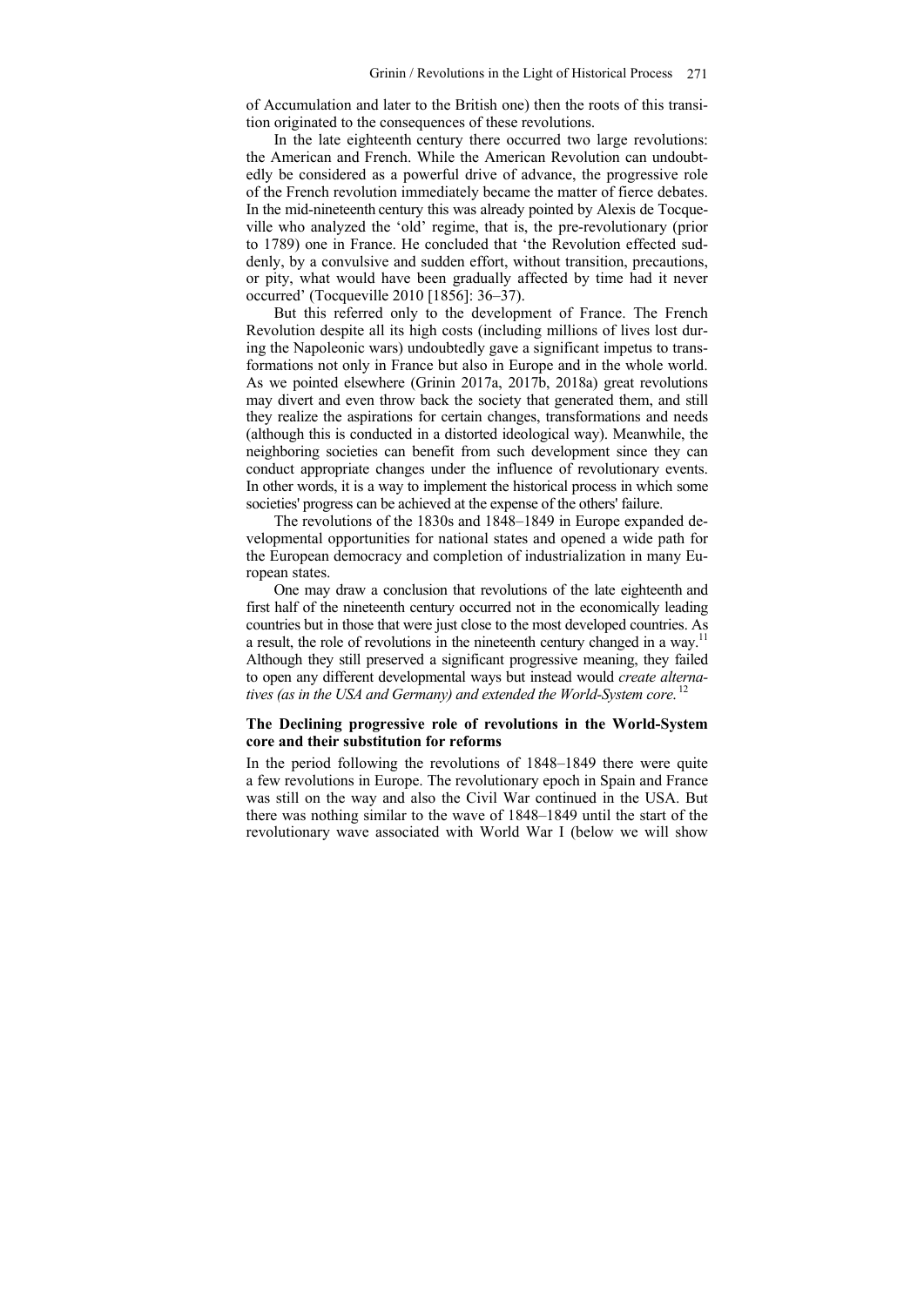of Accumulation and later to the British one) then the roots of this transition originated to the consequences of these revolutions.

In the late eighteenth century there occurred two large revolutions: the American and French. While the American Revolution can undoubtedly be considered as a powerful drive of advance, the progressive role of the French revolution immediately became the matter of fierce debates. In the mid-nineteenth century this was already pointed by Alexis de Tocqueville who analyzed the 'old' regime, that is, the pre-revolutionary (prior to 1789) one in France. He concluded that 'the Revolution effected suddenly, by a convulsive and sudden effort, without transition, precautions, or pity, what would have been gradually affected by time had it never occurred' (Tocqueville 2010 [1856]: 36–37).

But this referred only to the development of France. The French Revolution despite all its high costs (including millions of lives lost during the Napoleonic wars) undoubtedly gave a significant impetus to transformations not only in France but also in Europe and in the whole world. As we pointed elsewhere (Grinin 2017a, 2017b, 2018a) great revolutions may divert and even throw back the society that generated them, and still they realize the aspirations for certain changes, transformations and needs (although this is conducted in a distorted ideological way). Meanwhile, the neighboring societies can benefit from such development since they can conduct appropriate changes under the influence of revolutionary events. In other words, it is a way to implement the historical process in which some societies' progress can be achieved at the expense of the others' failure.

The revolutions of the 1830s and 1848–1849 in Europe expanded developmental opportunities for national states and opened a wide path for the European democracy and completion of industrialization in many European states.

One may draw a conclusion that revolutions of the late eighteenth and first half of the nineteenth century occurred not in the economically leading countries but in those that were just close to the most developed countries. As a result, the role of revolutions in the nineteenth century changed in a way.[11] Although they still preserved a significant progressive meaning, they failed to open any different developmental ways but instead would *create alternatives (as in the USA and Germany) and extended the World-System core.*[12]

## The Declining progressive role of revolutions in the World-System core and their substitution for reforms

In the period following the revolutions of 1848–1849 there were quite a few revolutions in Europe. The revolutionary epoch in Spain and France was still on the way and also the Civil War continued in the USA. But there was nothing similar to the wave of 1848–1849 until the start of the revolutionary wave associated with World War I (below we will show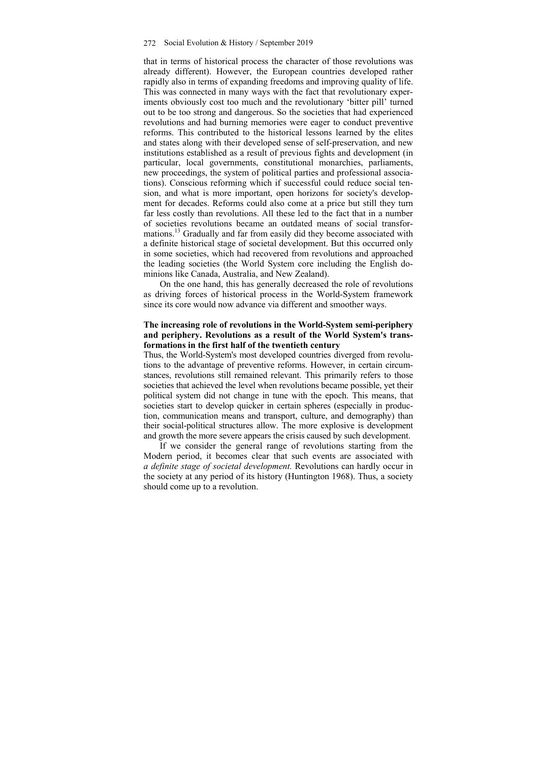that in terms of historical process the character of those revolutions was already different). However, the European countries developed rather rapidly also in terms of expanding freedoms and improving quality of life. This was connected in many ways with the fact that revolutionary experiments obviously cost too much and the revolutionary 'bitter pill' turned out to be too strong and dangerous. So the societies that had experienced revolutions and had burning memories were eager to conduct preventive reforms. This contributed to the historical lessons learned by the elites and states along with their developed sense of self-preservation, and new institutions established as a result of previous fights and development (in particular, local governments, constitutional monarchies, parliaments, new proceedings, the system of political parties and professional associations). Conscious reforming which if successful could reduce social tension, and what is more important, open horizons for society's development for decades. Reforms could also come at a price but still they turn far less costly than revolutions. All these led to the fact that in a number of societies revolutions became an outdated means of social transformations.[13] Gradually and far from easily did they become associated with a definite historical stage of societal development. But this occurred only in some societies, which had recovered from revolutions and approached the leading societies (the World System core including the English dominions like Canada, Australia, and New Zealand).

On the one hand, this has generally decreased the role of revolutions as driving forces of historical process in the World-System framework since its core would now advance via different and smoother ways.

### The increasing role of revolutions in the World-System semi-periphery and periphery. Revolutions as a result of the World System's transformations in the first half of the twentieth century

Thus, the World-System's most developed countries diverged from revolutions to the advantage of preventive reforms. However, in certain circumstances, revolutions still remained relevant. This primarily refers to those societies that achieved the level when revolutions became possible, yet their political system did not change in tune with the epoch. This means, that societies start to develop quicker in certain spheres (especially in production, communication means and transport, culture, and demography) than their social-political structures allow. The more explosive is development and growth the more severe appears the crisis caused by such development.

If we consider the general range of revolutions starting from the Modern period, it becomes clear that such events are associated with *a definite stage of societal development.* Revolutions can hardly occur in the society at any period of its history (Huntington 1968). Thus, a society should come up to a revolution.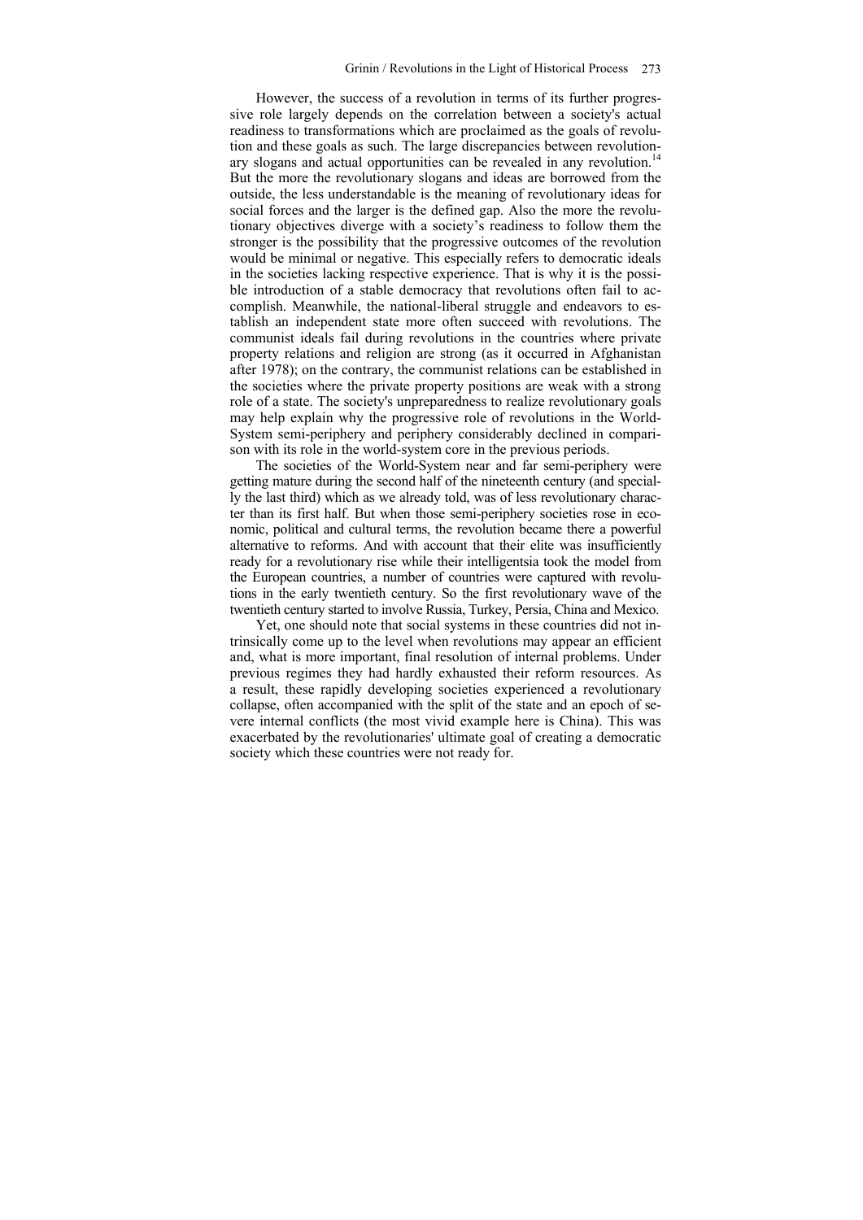However, the success of a revolution in terms of its further progressive role largely depends on the correlation between a society's actual readiness to transformations which are proclaimed as the goals of revolution and these goals as such. The large discrepancies between revolutionary slogans and actual opportunities can be revealed in any revolution.[14] But the more the revolutionary slogans and ideas are borrowed from the outside, the less understandable is the meaning of revolutionary ideas for social forces and the larger is the defined gap. Also the more the revolutionary objectives diverge with a society's readiness to follow them the stronger is the possibility that the progressive outcomes of the revolution would be minimal or negative. This especially refers to democratic ideals in the societies lacking respective experience. That is why it is the possible introduction of a stable democracy that revolutions often fail to accomplish. Meanwhile, the national-liberal struggle and endeavors to establish an independent state more often succeed with revolutions. The communist ideals fail during revolutions in the countries where private property relations and religion are strong (as it occurred in Afghanistan after 1978); on the contrary, the communist relations can be established in the societies where the private property positions are weak with a strong role of a state. The society's unpreparedness to realize revolutionary goals may help explain why the progressive role of revolutions in the World-System semi-periphery and periphery considerably declined in comparison with its role in the world-system core in the previous periods.

The societies of the World-System near and far semi-periphery were getting mature during the second half of the nineteenth century (and specially the last third) which as we already told, was of less revolutionary character than its first half. But when those semi-periphery societies rose in economic, political and cultural terms, the revolution became there a powerful alternative to reforms. And with account that their elite was insufficiently ready for a revolutionary rise while their intelligentsia took the model from the European countries, a number of countries were captured with revolutions in the early twentieth century. So the first revolutionary wave of the twentieth century started to involve Russia, Turkey, Persia, China and Mexico.

Yet, one should note that social systems in these countries did not intrinsically come up to the level when revolutions may appear an efficient and, what is more important, final resolution of internal problems. Under previous regimes they had hardly exhausted their reform resources. As a result, these rapidly developing societies experienced a revolutionary collapse, often accompanied with the split of the state and an epoch of severe internal conflicts (the most vivid example here is China). This was exacerbated by the revolutionaries' ultimate goal of creating a democratic society which these countries were not ready for.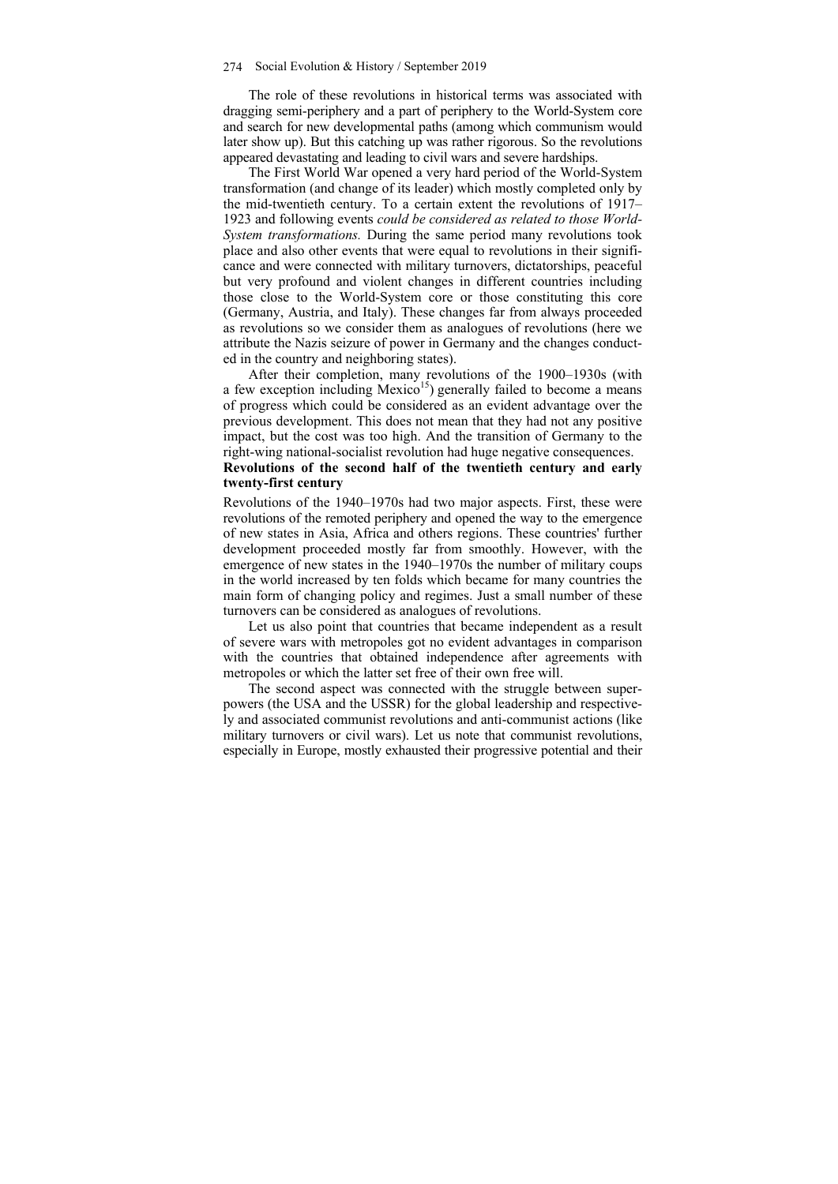The role of these revolutions in historical terms was associated with dragging semi-periphery and a part of periphery to the World-System core and search for new developmental paths (among which communism would later show up). But this catching up was rather rigorous. So the revolutions appeared devastating and leading to civil wars and severe hardships.

The First World War opened a very hard period of the World-System transformation (and change of its leader) which mostly completed only by the mid-twentieth century. To a certain extent the revolutions of 1917–1923 and following events *could be considered as related to those World-System transformations.* During the same period many revolutions took place and also other events that were equal to revolutions in their significance and were connected with military turnovers, dictatorships, peaceful but very profound and violent changes in different countries including those close to the World-System core or those constituting this core (Germany, Austria, and Italy). These changes far from always proceeded as revolutions so we consider them as analogues of revolutions (here we attribute the Nazis seizure of power in Germany and the changes conducted in the country and neighboring states).

After their completion, many revolutions of the 1900–1930s (with a few exception including Mexico[15]) generally failed to become a means of progress which could be considered as an evident advantage over the previous development. This does not mean that they had not any positive impact, but the cost was too high. And the transition of Germany to the right-wing national-socialist revolution had huge negative consequences.

### Revolutions of the second half of the twentieth century and early twenty-first century

Revolutions of the 1940–1970s had two major aspects. First, these were revolutions of the remoted periphery and opened the way to the emergence of new states in Asia, Africa and others regions. These countries' further development proceeded mostly far from smoothly. However, with the emergence of new states in the 1940–1970s the number of military coups in the world increased by ten folds which became for many countries the main form of changing policy and regimes. Just a small number of these turnovers can be considered as analogues of revolutions.

Let us also point that countries that became independent as a result of severe wars with metropoles got no evident advantages in comparison with the countries that obtained independence after agreements with metropoles or which the latter set free of their own free will.

The second aspect was connected with the struggle between superpowers (the USA and the USSR) for the global leadership and respectively and associated communist revolutions and anti-communist actions (like military turnovers or civil wars). Let us note that communist revolutions, especially in Europe, mostly exhausted their progressive potential and their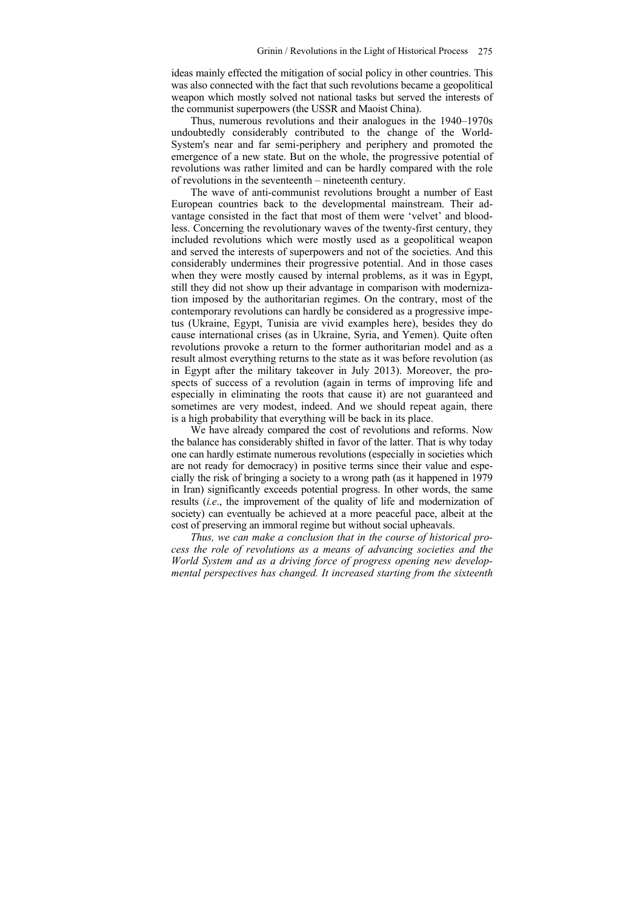ideas mainly effected the mitigation of social policy in other countries. This was also connected with the fact that such revolutions became a geopolitical weapon which mostly solved not national tasks but served the interests of the communist superpowers (the USSR and Maoist China).

Thus, numerous revolutions and their analogues in the 1940–1970s undoubtedly considerably contributed to the change of the World-System's near and far semi-periphery and periphery and promoted the emergence of a new state. But on the whole, the progressive potential of revolutions was rather limited and can be hardly compared with the role of revolutions in the seventeenth – nineteenth century.

The wave of anti-communist revolutions brought a number of East European countries back to the developmental mainstream. Their advantage consisted in the fact that most of them were 'velvet' and bloodless. Concerning the revolutionary waves of the twenty-first century, they included revolutions which were mostly used as a geopolitical weapon and served the interests of superpowers and not of the societies. And this considerably undermines their progressive potential. And in those cases when they were mostly caused by internal problems, as it was in Egypt, still they did not show up their advantage in comparison with modernization imposed by the authoritarian regimes. On the contrary, most of the contemporary revolutions can hardly be considered as a progressive impetus (Ukraine, Egypt, Tunisia are vivid examples here), besides they do cause international crises (as in Ukraine, Syria, and Yemen). Quite often revolutions provoke a return to the former authoritarian model and as a result almost everything returns to the state as it was before revolution (as in Egypt after the military takeover in July 2013). Moreover, the prospects of success of a revolution (again in terms of improving life and especially in eliminating the roots that cause it) are not guaranteed and sometimes are very modest, indeed. And we should repeat again, there is a high probability that everything will be back in its place.

We have already compared the cost of revolutions and reforms. Now the balance has considerably shifted in favor of the latter. That is why today one can hardly estimate numerous revolutions (especially in societies which are not ready for democracy) in positive terms since their value and especially the risk of bringing a society to a wrong path (as it happened in 1979 in Iran) significantly exceeds potential progress. In other words, the same results (*i.e*., the improvement of the quality of life and modernization of society) can eventually be achieved at a more peaceful pace, albeit at the cost of preserving an immoral regime but without social upheavals.

*Thus, we can make a conclusion that in the course of historical process the role of revolutions as a means of advancing societies and the World System and as a driving force of progress opening new developmental perspectives has changed. It increased starting from the sixteenth*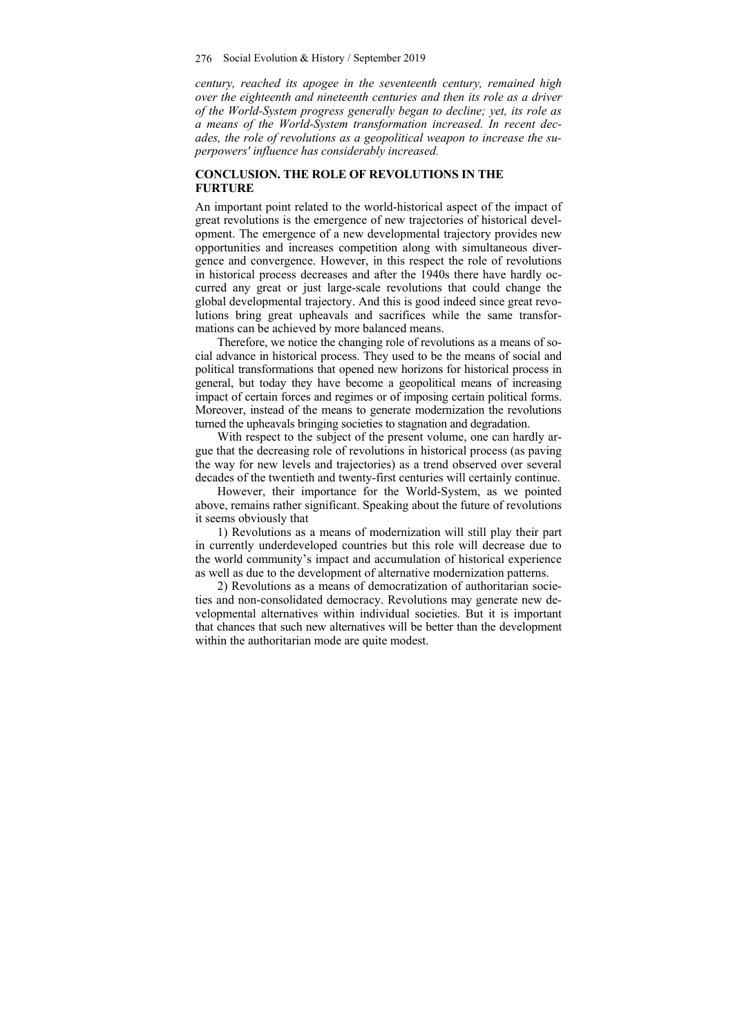*century, reached its apogee in the seventeenth century, remained high over the eighteenth and nineteenth centuries and then its role as a driver of the World-System progress generally began to decline; yet, its role as a means of the World-System transformation increased. In recent decades, the role of revolutions as a geopolitical weapon to increase the superpowers' influence has considerably increased.*

## CONCLUSION. THE ROLE OF REVOLUTIONS IN THE FURTURE

An important point related to the world-historical aspect of the impact of great revolutions is the emergence of new trajectories of historical development. The emergence of a new developmental trajectory provides new opportunities and increases competition along with simultaneous divergence and convergence. However, in this respect the role of revolutions in historical process decreases and after the 1940s there have hardly occurred any great or just large-scale revolutions that could change the global developmental trajectory. And this is good indeed since great revolutions bring great upheavals and sacrifices while the same transformations can be achieved by more balanced means.

Therefore, we notice the changing role of revolutions as a means of social advance in historical process. They used to be the means of social and political transformations that opened new horizons for historical process in general, but today they have become a geopolitical means of increasing impact of certain forces and regimes or of imposing certain political forms. Moreover, instead of the means to generate modernization the revolutions turned the upheavals bringing societies to stagnation and degradation.

With respect to the subject of the present volume, one can hardly argue that the decreasing role of revolutions in historical process (as paving the way for new levels and trajectories) as a trend observed over several decades of the twentieth and twenty-first centuries will certainly continue.

However, their importance for the World-System, as we pointed above, remains rather significant. Speaking about the future of revolutions it seems obviously that

1) Revolutions as a means of modernization will still play their part in currently underdeveloped countries but this role will decrease due to the world community's impact and accumulation of historical experience as well as due to the development of alternative modernization patterns.

2) Revolutions as a means of democratization of authoritarian societies and non-consolidated democracy. Revolutions may generate new developmental alternatives within individual societies. But it is important that chances that such new alternatives will be better than the development within the authoritarian mode are quite modest.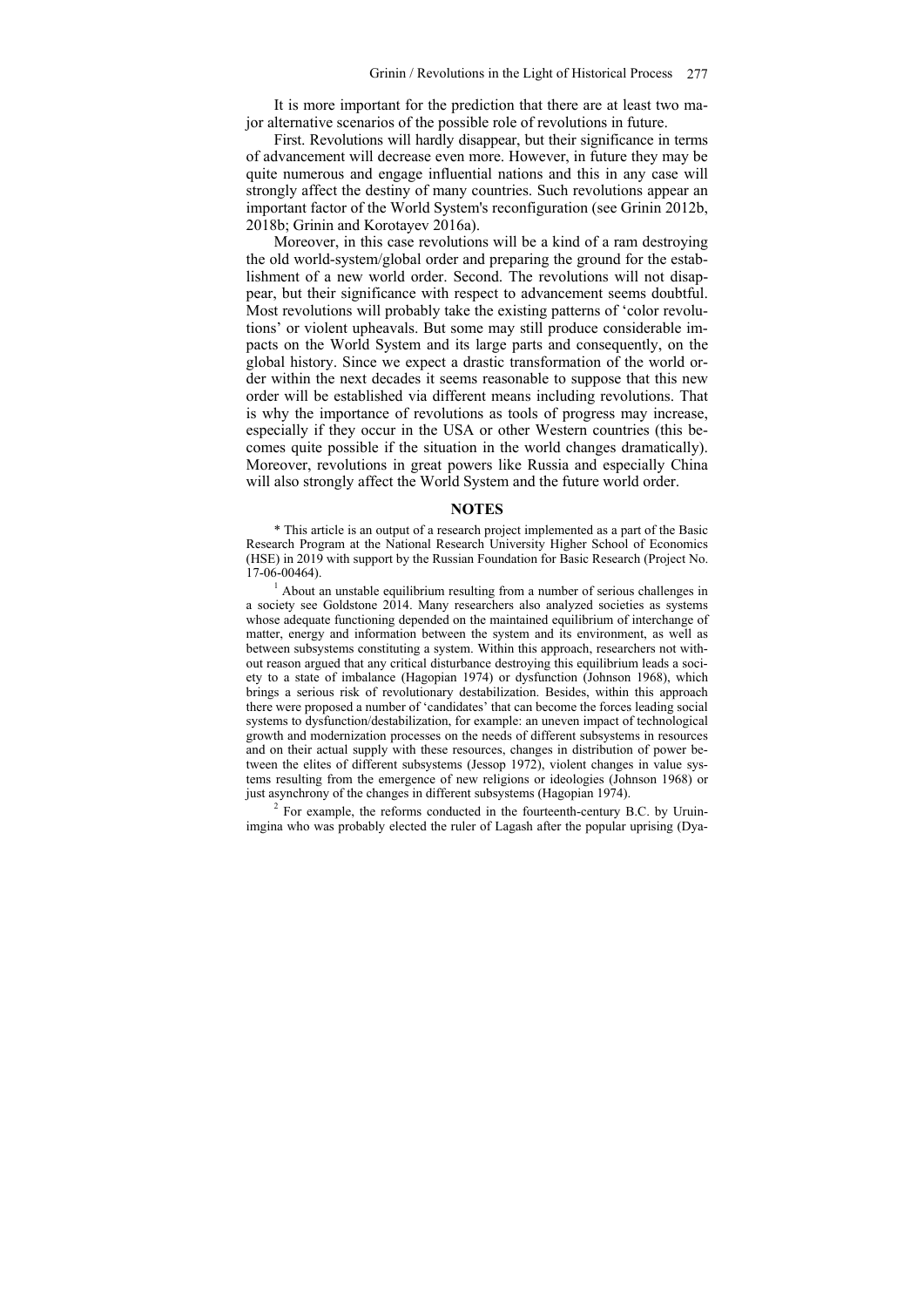It is more important for the prediction that there are at least two major alternative scenarios of the possible role of revolutions in future.

First. Revolutions will hardly disappear, but their significance in terms of advancement will decrease even more. However, in future they may be quite numerous and engage influential nations and this in any case will strongly affect the destiny of many countries. Such revolutions appear an important factor of the World System's reconfiguration (see Grinin 2012b, 2018b; Grinin and Korotayev 2016a).

Moreover, in this case revolutions will be a kind of a ram destroying the old world-system/global order and preparing the ground for the establishment of a new world order. Second. The revolutions will not disappear, but their significance with respect to advancement seems doubtful. Most revolutions will probably take the existing patterns of 'color revolutions' or violent upheavals. But some may still produce considerable impacts on the World System and its large parts and consequently, on the global history. Since we expect a drastic transformation of the world order within the next decades it seems reasonable to suppose that this new order will be established via different means including revolutions. That is why the importance of revolutions as tools of progress may increase, especially if they occur in the USA or other Western countries (this becomes quite possible if the situation in the world changes dramatically). Moreover, revolutions in great powers like Russia and especially China will also strongly affect the World System and the future world order.

## NOTES

\* This article is an output of a research project implemented as a part of the Basic Research Program at the National Research University Higher School of Economics (HSE) in 2019 with support by the Russian Foundation for Basic Research (Project No. 17-06-00464).

[1] About an unstable equilibrium resulting from a number of serious challenges in a society see Goldstone 2014. Many researchers also analyzed societies as systems whose adequate functioning depended on the maintained equilibrium of interchange of matter, energy and information between the system and its environment, as well as between subsystems constituting a system. Within this approach, researchers not without reason argued that any critical disturbance destroying this equilibrium leads a society to a state of imbalance (Hagopian 1974) or dysfunction (Johnson 1968), which brings a serious risk of revolutionary destabilization. Besides, within this approach there were proposed a number of 'candidates' that can become the forces leading social systems to dysfunction/destabilization, for example: an uneven impact of technological growth and modernization processes on the needs of different subsystems in resources and on their actual supply with these resources, changes in distribution of power between the elites of different subsystems (Jessop 1972), violent changes in value systems resulting from the emergence of new religions or ideologies (Johnson 1968) or just asynchrony of the changes in different subsystems (Hagopian 1974).

[2] For example, the reforms conducted in the fourteenth-century B.C. by Uruinimgina who was probably elected the ruler of Lagash after the popular uprising (Dya-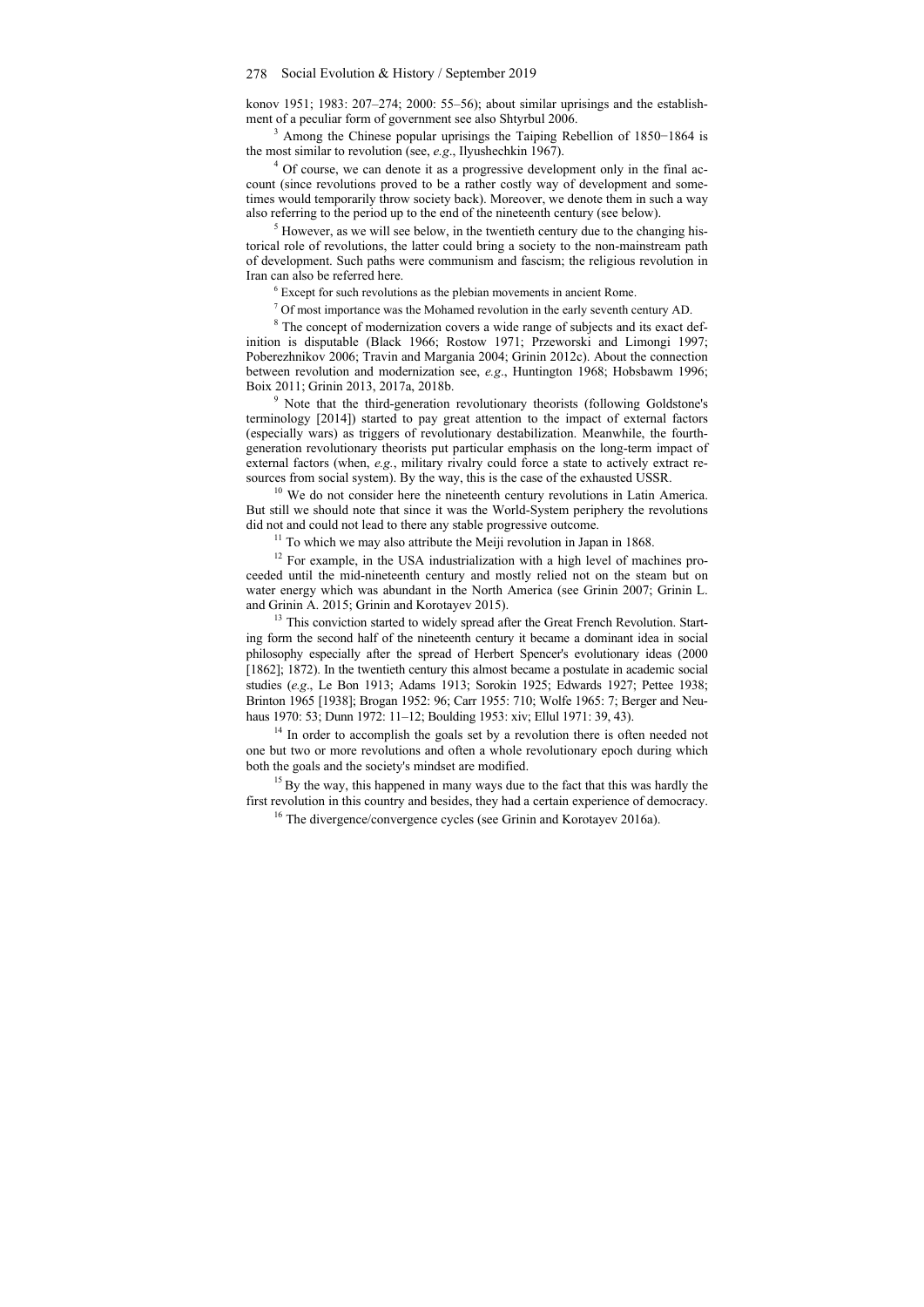konov 1951; 1983: 207–274; 2000: 55–56); about similar uprisings and the establishment of a peculiar form of government see also Shtyrbul 2006.

[3] Among the Chinese popular uprisings the Taiping Rebellion of 1850−1864 is the most similar to revolution (see, *e.g*., Ilyushechkin 1967).

[4] Of course, we can denote it as a progressive development only in the final account (since revolutions proved to be a rather costly way of development and sometimes would temporarily throw society back). Moreover, we denote them in such a way also referring to the period up to the end of the nineteenth century (see below).

[5] However, as we will see below, in the twentieth century due to the changing historical role of revolutions, the latter could bring a society to the non-mainstream path of development. Such paths were communism and fascism; the religious revolution in Iran can also be referred here.

[6] Except for such revolutions as the plebian movements in ancient Rome.

[7] Of most importance was the Mohamed revolution in the early seventh century AD.

[8] The concept of modernization covers a wide range of subjects and its exact definition is disputable (Black 1966; Rostow 1971; Przeworski and Limongi 1997; Poberezhnikov 2006; Travin and Margania 2004; Grinin 2012c). About the connection between revolution and modernization see, *e.g*., Huntington 1968; Hobsbawm 1996; Boix 2011; Grinin 2013, 2017a, 2018b.

[9] Note that the third-generation revolutionary theorists (following Goldstone's terminology [2014]) started to pay great attention to the impact of external factors (especially wars) as triggers of revolutionary destabilization. Meanwhile, the fourth-generation revolutionary theorists put particular emphasis on the long-term impact of external factors (when, *e.g.*, military rivalry could force a state to actively extract resources from social system). By the way, this is the case of the exhausted USSR.

[10] We do not consider here the nineteenth century revolutions in Latin America. But still we should note that since it was the World-System periphery the revolutions did not and could not lead to there any stable progressive outcome.

[11] To which we may also attribute the Meiji revolution in Japan in 1868.

[12] For example, in the USA industrialization with a high level of machines proceeded until the mid-nineteenth century and mostly relied not on the steam but on water energy which was abundant in the North America (see Grinin 2007; Grinin L. and Grinin A. 2015; Grinin and Korotayev 2015).

[13] This conviction started to widely spread after the Great French Revolution. Starting form the second half of the nineteenth century it became a dominant idea in social philosophy especially after the spread of Herbert Spencer's evolutionary ideas (2000 [1862]; 1872). In the twentieth century this almost became a postulate in academic social studies (*e.g*., Le Bon 1913; Adams 1913; Sorokin 1925; Edwards 1927; Pettee 1938; Brinton 1965 [1938]; Brogan 1952: 96; Carr 1955: 710; Wolfe 1965: 7; Berger and Neuhaus 1970: 53; Dunn 1972: 11–12; Boulding 1953: xiv; Ellul 1971: 39, 43).

[14] In order to accomplish the goals set by a revolution there is often needed not one but two or more revolutions and often a whole revolutionary epoch during which both the goals and the society's mindset are modified.

[15] By the way, this happened in many ways due to the fact that this was hardly the first revolution in this country and besides, they had a certain experience of democracy.

[16] The divergence/convergence cycles (see Grinin and Korotayev 2016a).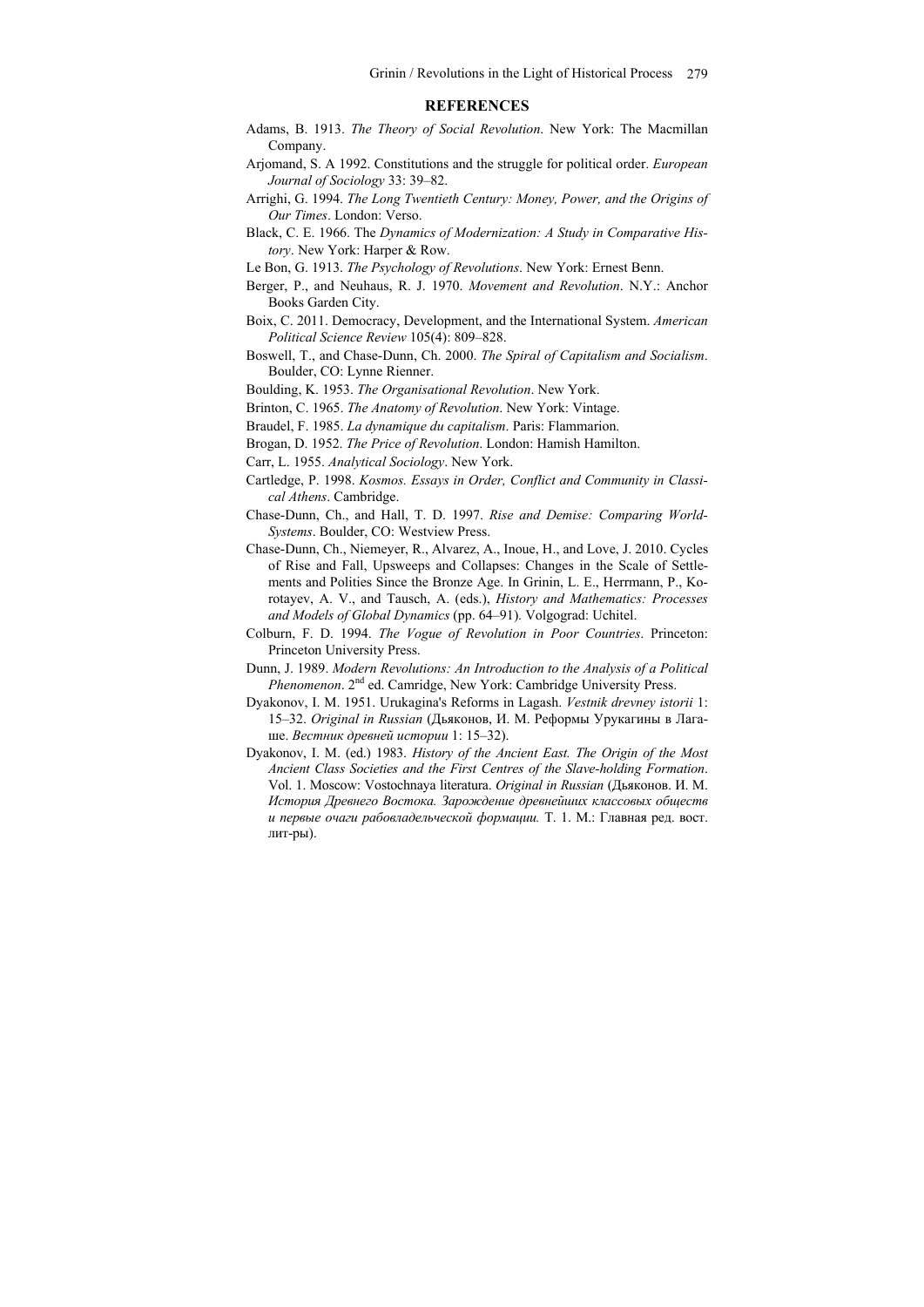## REFERENCES

Adams, B. 1913. *The Theory of Social Revolution*. New York: The Macmillan Company.

Arjomand, S. A 1992. Constitutions and the struggle for political order. *European Journal of Sociology* 33: 39–82.

Arrighi, G. 1994. *The Long Twentieth Century: Money, Power, and the Origins of Our Times*. London: Verso.

Black, C. E. 1966. The *Dynamics of Modernization: A Study in Comparative History*. New York: Harper & Row.

Le Bon, G. 1913. *The Psychology of Revolutions*. New York: Ernest Benn.

Berger, P., and Neuhaus, R. J. 1970. *Movement and Revolution*. N.Y.: Anchor Books Garden City.

Boix, C. 2011. Democracy, Development, and the International System. *American Political Science Review* 105(4): 809–828.

Boswell, T., and Chase-Dunn, Ch. 2000. *The Spiral of Capitalism and Socialism*. Boulder, CO: Lynne Rienner.

Boulding, K. 1953. *The Organisational Revolution*. New York.

Brinton, C. 1965. *The Anatomy of Revolution*. New York: Vintage.

Braudel, F. 1985. *La dynamique du capitalism*. Paris: Flammarion.

Brogan, D. 1952. *The Price of Revolution*. London: Hamish Hamilton.

Carr, L. 1955. *Analytical Sociology*. New York.

Cartledge, P. 1998. *Kosmos. Essays in Order, Conflict and Community in Classical Athens*. Cambridge.

Chase-Dunn, Ch., and Hall, T. D. 1997. *Rise and Demise: Comparing World-Systems*. Boulder, CO: Westview Press.

Chase-Dunn, Ch., Niemeyer, R., Alvarez, A., Inoue, H., and Love, J. 2010. Cycles of Rise and Fall, Upsweeps and Collapses: Changes in the Scale of Settlements and Polities Since the Bronze Age. In Grinin, L. E., Herrmann, P., Korotayev, A. V., and Tausch, A. (eds.), *History and Mathematics: Processes and Models of Global Dynamics* (pp. 64–91). Volgograd: Uchitel.

Colburn, F. D. 1994. *The Vogue of Revolution in Poor Countries*. Princeton: Princeton University Press.

Dunn, J. 1989. *Modern Revolutions: An Introduction to the Analysis of a Political Phenomenon*. 2nd ed. Camridge, New York: Cambridge University Press.

Dyakonov, I. M. 1951. Urukagina's Reforms in Lagash. *Vestnik drevney istorii* 1: 15–32. *Original in Russian* (Дьяконов, И. М. Реформы Урукагины в Лагаше. *Вестник древней истории* 1: 15–32).

Dyakonov, I. M. (ed.) 1983. *History of the Ancient East. The Origin of the Most Ancient Class Societies and the First Centres of the Slave-holding Formation*. Vol. 1. Moscow: Vostochnaya literatura. *Original in Russian* (Дьяконов. И. М. *История Древнего Востока. Зарождение древнейших классовых обществ и первые очаги рабовладельческой формации.* Т. 1. М.: Главная ред. вост. лит-ры).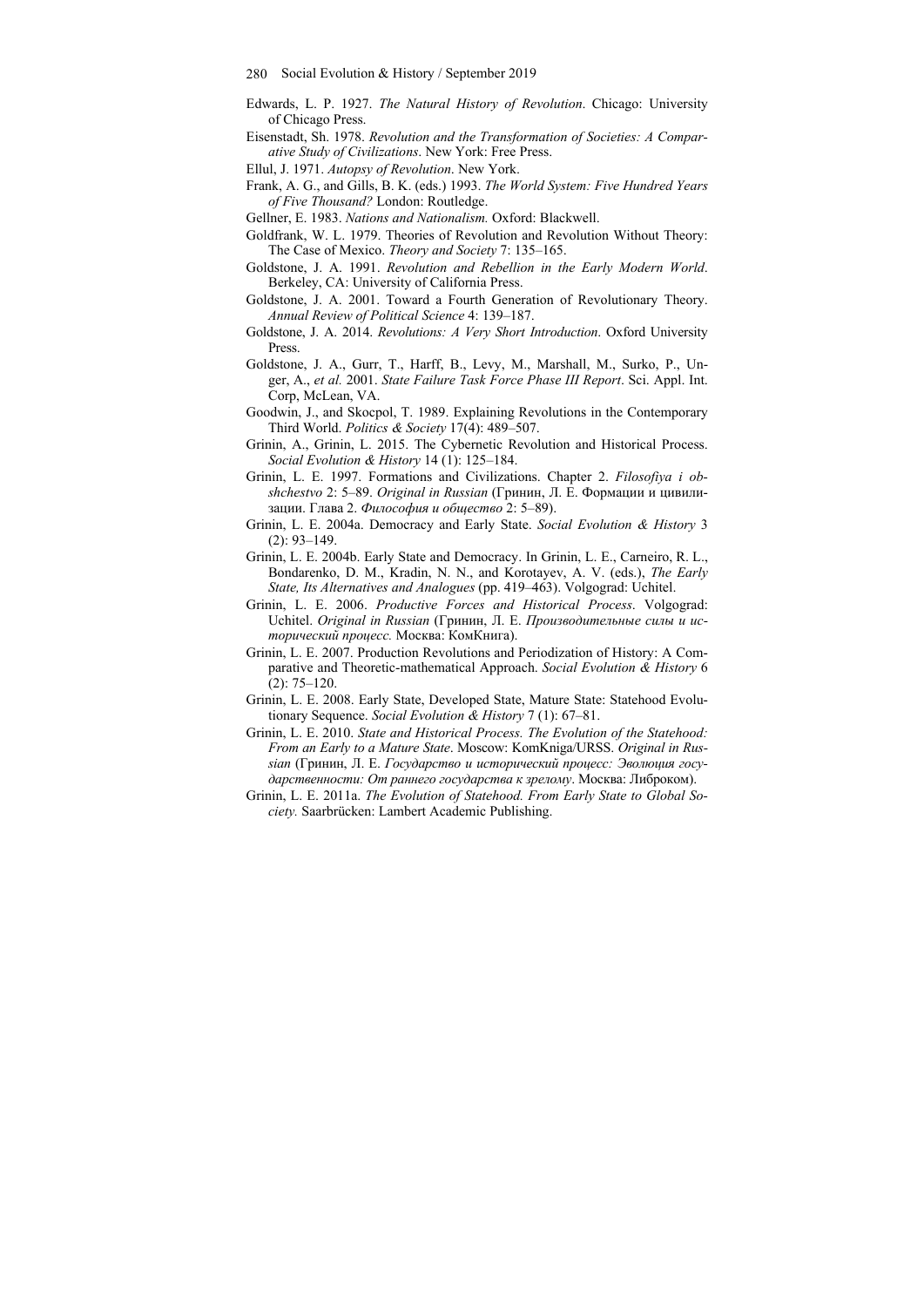Edwards, L. P. 1927. *The Natural History of Revolution*. Chicago: University of Chicago Press.

Eisenstadt, Sh. 1978. *Revolution and the Transformation of Societies: A Comparative Study of Civilizations*. New York: Free Press.

Ellul, J. 1971. *Autopsy of Revolution*. New York.

Frank, A. G., and Gills, B. K. (eds.) 1993. *The World System: Five Hundred Years of Five Thousand?* London: Routledge.

Gellner, E. 1983. *Nations and Nationalism.* Oxford: Blackwell.

Goldfrank, W. L. 1979. Theories of Revolution and Revolution Without Theory: The Case of Mexico. *Theory and Society* 7: 135–165.

Goldstone, J. A. 1991. *Revolution and Rebellion in the Early Modern World*. Berkeley, CA: University of California Press.

Goldstone, J. A. 2001. Toward a Fourth Generation of Revolutionary Theory. *Annual Review of Political Science* 4: 139–187.

Goldstone, J. A. 2014. *Revolutions: A Very Short Introduction*. Oxford University Press.

Goldstone, J. A., Gurr, T., Harff, B., Levy, M., Marshall, M., Surko, P., Unger, A., *et al.* 2001. *State Failure Task Force Phase III Report*. Sci. Appl. Int. Corp, McLean, VA.

Goodwin, J., and Skocpol, T. 1989. Explaining Revolutions in the Contemporary Third World. *Politics & Society* 17(4): 489–507.

Grinin, A., Grinin, L. 2015. The Cybernetic Revolution and Historical Process. *Social Evolution & History* 14 (1): 125–184.

Grinin, L. E. 1997. Formations and Civilizations. Chapter 2. *Filosofiya i obshchestvo* 2: 5–89. *Original in Russian* (Гринин, Л. Е. Формации и цивилизации. Глава 2. *Философия и общество* 2: 5–89).

Grinin, L. E. 2004a. Democracy and Early State. *Social Evolution & History* 3 (2): 93–149.

Grinin, L. E. 2004b. Early State and Democracy. In Grinin, L. E., Carneiro, R. L., Bondarenko, D. M., Kradin, N. N., and Korotayev, A. V. (eds.), *The Early State, Its Alternatives and Analogues* (pp. 419–463). Volgograd: Uchitel.

Grinin, L. E. 2006. *Productive Forces and Historical Process*. Volgograd: Uchitel. *Original in Russian* (Гринин, Л. Е. *Производительные силы и исторический процесс.* Москва: КомКнига).

Grinin, L. E. 2007. Production Revolutions and Periodization of History: A Comparative and Theoretic-mathematical Approach. *Social Evolution & History* 6 (2): 75–120.

Grinin, L. E. 2008. Early State, Developed State, Mature State: Statehood Evolutionary Sequence. *Social Evolution & History* 7 (1): 67–81.

Grinin, L. E. 2010. *State and Historical Process. The Evolution of the Statehood: From an Early to a Mature State*. Moscow: KomKniga/URSS. *Original in Russian* (Гринин, Л. Е. *Государство и исторический процесс: Эволюция государственности: От раннего государства к зрелому*. Москва: Либроком).

Grinin, L. E. 2011a. *The Evolution of Statehood. From Early State to Global Society.* Saarbrücken: Lambert Academic Publishing.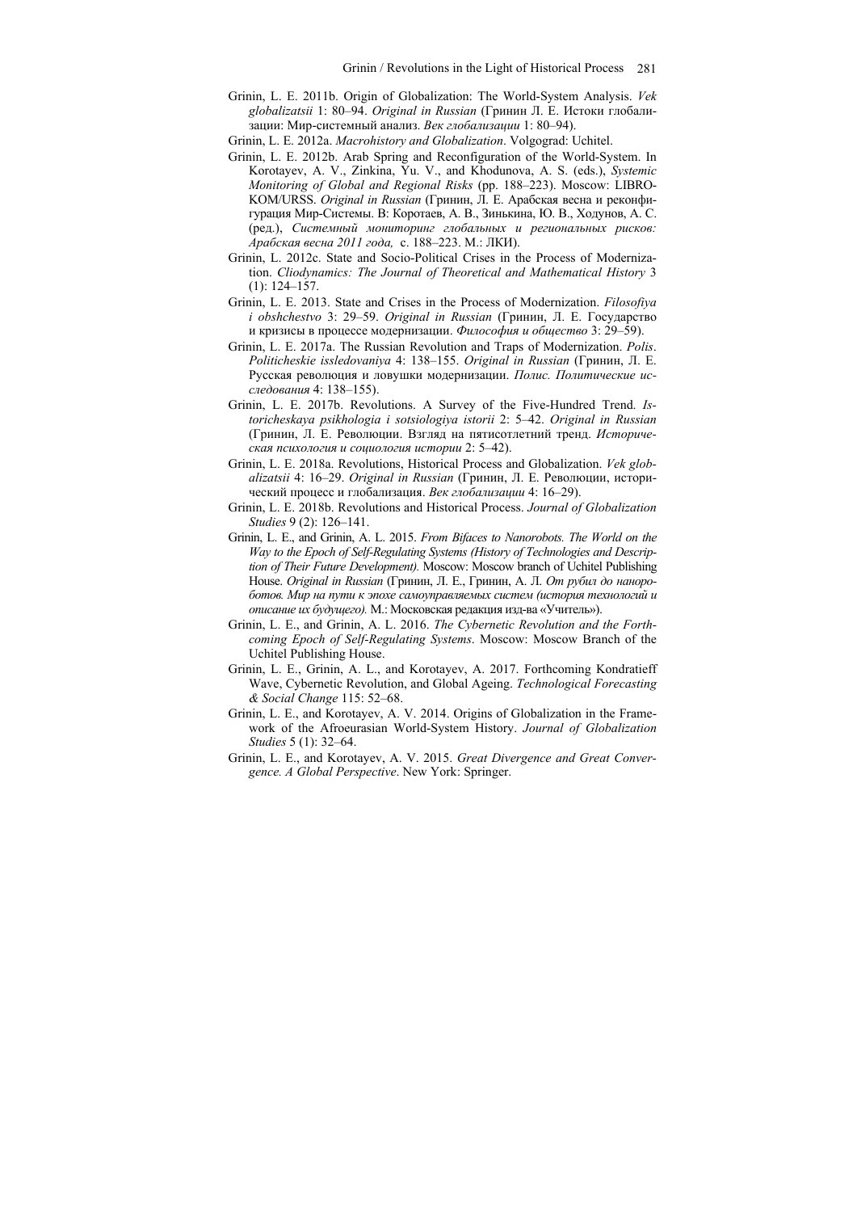Grinin, L. E. 2011b. Origin of Globalization: The World-System Analysis. *Vek globalizatsii* 1: 80–94. *Original in Russian* (Гринин Л. Е. Истоки глобализации: Мир-системный анализ. *Век глобализации* 1: 80–94).

Grinin, L. E. 2012a. *Macrohistory and Globalization*. Volgograd: Uchitel.

Grinin, L. E. 2012b. Arab Spring and Reconfiguration of the World-System. In Korotayev, A. V., Zinkina, Yu. V., and Khodunova, A. S. (eds.), *Systemic Monitoring of Global and Regional Risks* (pp. 188–223). Moscow: LIBROKOM/URSS. *Original in Russian* (Гринин, Л. Е. Арабская весна и реконфигурация Мир-Системы. В: Коротаев, А. В., Зинькина, Ю. В., Ходунов, А. С. (ред.), *Системный мониторинг глобальных и региональных рисков: Арабская весна 2011 года,* с. 188–223. М.: ЛКИ).

Grinin, L. 2012c. State and Socio-Political Crises in the Process of Modernization. *Cliodynamics: The Journal of Theoretical and Mathematical History* 3 (1): 124–157.

Grinin, L. E. 2013. State and Crises in the Process of Modernization. *Filosofiya i obshchestvo* 3: 29–59. *Original in Russian* (Гринин, Л. Е. Государство и кризисы в процессе модернизации. *Философия и общество* 3: 29–59).

Grinin, L. E. 2017a. The Russian Revolution and Traps of Modernization. *Polis. Politicheskie issledovaniya* 4: 138–155. *Original in Russian* (Гринин, Л. Е. Русская революция и ловушки модернизации. *Полис. Политические исследования* 4: 138–155).

Grinin, L. E. 2017b. Revolutions. A Survey of the Five-Hundred Trend. *Istoricheskaya psikhologia i sotsiologiya istorii* 2: 5–42. *Original in Russian* (Гринин, Л. Е. Революции. Взгляд на пятисотлетний тренд. *Историческая психология и социология истории* 2: 5–42).

Grinin, L. E. 2018a. Revolutions, Historical Process and Globalization. *Vek globalizatsii* 4: 16–29. *Original in Russian* (Гринин, Л. Е. Революции, исторический процесс и глобализация. *Век глобализации* 4: 16–29).

Grinin, L. E. 2018b. Revolutions and Historical Process. *Journal of Globalization Studies* 9 (2): 126–141.

Grinin, L. E., and Grinin, A. L. 2015. *From Bifaces to Nanorobots. The World on the Way to the Epoch of Self-Regulating Systems (History of Technologies and Description of Their Future Development).* Moscow: Moscow branch of Uchitel Publishing House. *Original in Russian* (Гринин, Л. Е., Гринин, А. Л. *От рубил до нанороботов. Мир на пути к эпохе самоуправляемых систем (история технологий и описание их будущего).* М.: Московская редакция изд-ва «Учитель»).

Grinin, L. E., and Grinin, A. L. 2016. *The Cybernetic Revolution and the Forthcoming Epoch of Self-Regulating Systems*. Moscow: Moscow Branch of the Uchitel Publishing House.

Grinin, L. E., Grinin, A. L., and Korotayev, A. 2017. Forthcoming Kondratieff Wave, Cybernetic Revolution, and Global Ageing. *Technological Forecasting & Social Change* 115: 52–68.

Grinin, L. E., and Korotayev, A. V. 2014. Origins of Globalization in the Framework of the Afroeurasian World-System History. *Journal of Globalization Studies* 5 (1): 32–64.

Grinin, L. E., and Korotayev, A. V. 2015. *Great Divergence and Great Convergence. A Global Perspective*. New York: Springer.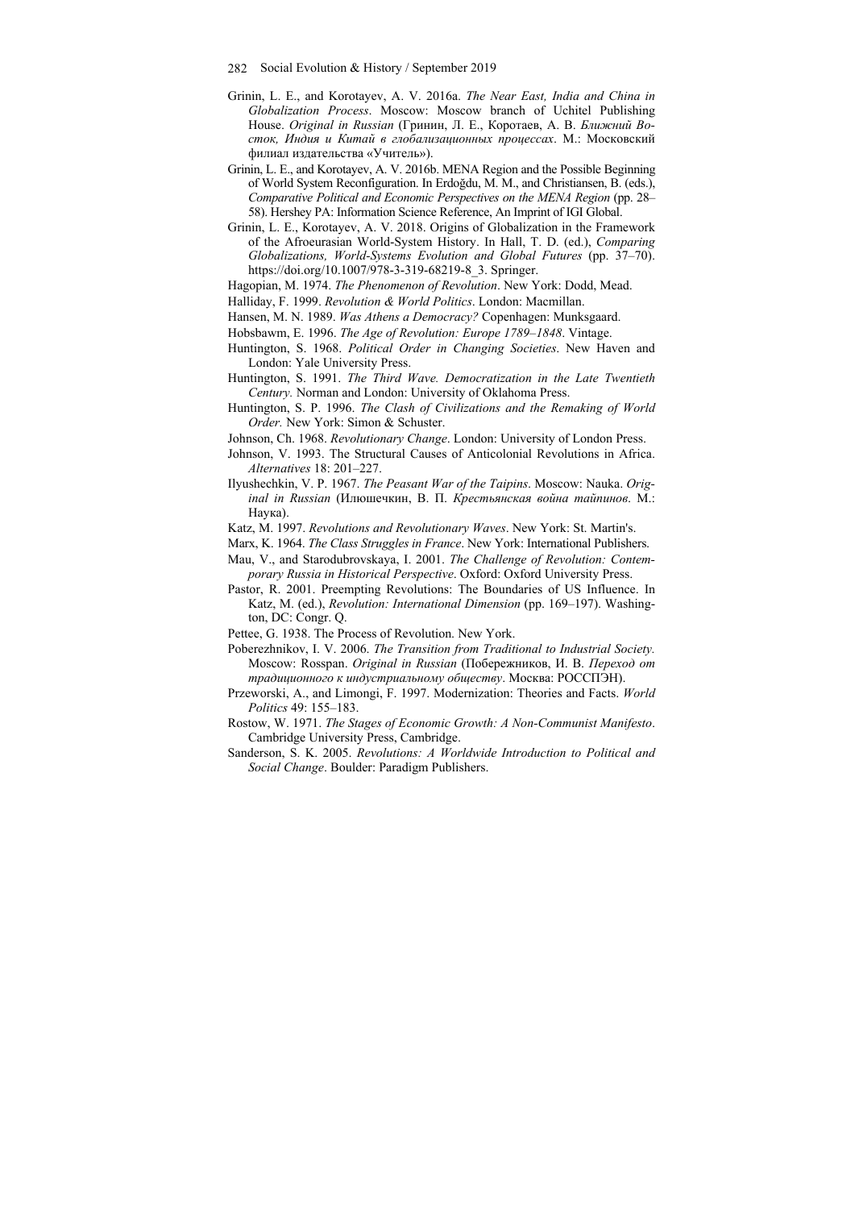Grinin, L. E., and Korotayev, A. V. 2016a. *The Near East, India and China in Globalization Process*. Moscow: Moscow branch of Uchitel Publishing House. *Original in Russian* (Гринин, Л. Е., Коротаев, А. В. *Ближний Восток, Индия и Китай в глобализационных процессах*. М.: Московский филиал издательства «Учитель»).

Grinin, L. E., and Korotayev, A. V. 2016b. MENA Region and the Possible Beginning of World System Reconfiguration. In Erdoğdu, M. M., and Christiansen, B. (eds.), *Comparative Political and Economic Perspectives on the MENA Region* (pp. 28–58). Hershey PA: Information Science Reference, An Imprint of IGI Global.

Grinin, L. E., Korotayev, A. V. 2018. Origins of Globalization in the Framework of the Afroeurasian World-System History. In Hall, T. D. (ed.), *Comparing Globalizations, World-Systems Evolution and Global Futures* (pp. 37–70). https://doi.org/10.1007/978-3-319-68219-8_3. Springer.

Hagopian, M. 1974. *The Phenomenon of Revolution*. New York: Dodd, Mead.

Halliday, F. 1999. *Revolution & World Politics*. London: Macmillan.

Hansen, M. N. 1989. *Was Athens a Democracy?* Copenhagen: Munksgaard.

Hobsbawm, E. 1996. *The Age of Revolution: Europe 1789–1848*. Vintage.

Huntington, S. 1968. *Political Order in Changing Societies*. New Haven and London: Yale University Press.

Huntington, S. 1991. *The Third Wave. Democratization in the Late Twentieth Century.* Norman and London: University of Oklahoma Press.

Huntington, S. P. 1996. *The Clash of Civilizations and the Remaking of World Order.* New York: Simon & Schuster.

Johnson, Ch. 1968. *Revolutionary Change*. London: University of London Press.

Johnson, V. 1993. The Structural Causes of Anticolonial Revolutions in Africa. *Alternatives* 18: 201–227.

Ilyushechkin, V. P. 1967. *The Peasant War of the Taipins*. Moscow: Nauka. *Original in Russian* (Илюшечкин, В. П. *Крестьянская война тайпинов*. М.: Наука).

Katz, M. 1997. *Revolutions and Revolutionary Waves*. New York: St. Martin's.

Marx, K. 1964. *The Class Struggles in France*. New York: International Publishers.

Mau, V., and Starodubrovskaya, I. 2001. *The Challenge of Revolution: Contemporary Russia in Historical Perspective*. Oxford: Oxford University Press.

Pastor, R. 2001. Preempting Revolutions: The Boundaries of US Influence. In Katz, M. (ed.), *Revolution: International Dimension* (pp. 169–197). Washington, DC: Congr. Q.

Pettee, G. 1938. The Process of Revolution. New York.

Poberezhnikov, I. V. 2006. *The Transition from Traditional to Industrial Society.* Moscow: Rosspan. *Original in Russian* (Побережников, И. В. *Переход от традиционного к индустриальному обществу*. Москва: РОССПЭН).

Przeworski, A., and Limongi, F. 1997. Modernization: Theories and Facts. *World Politics* 49: 155–183.

Rostow, W. 1971. *The Stages of Economic Growth: A Non-Communist Manifesto*. Cambridge University Press, Cambridge.

Sanderson, S. K. 2005. *Revolutions: A Worldwide Introduction to Political and Social Change*. Boulder: Paradigm Publishers.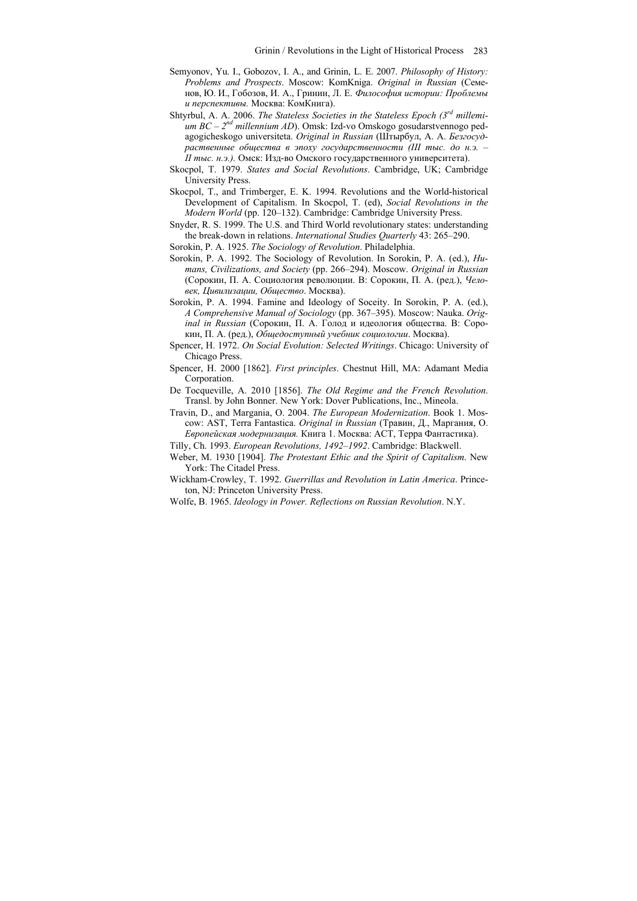Semyonov, Yu. I., Gobozov, I. A., and Grinin, L. E. 2007. *Philosophy of History: Problems and Prospects*. Moscow: KomKniga. *Original in Russian* (Семенов, Ю. И., Гобозов, И. А., Гринин, Л. Е. *Философия истории: Проблемы и перспективы.* Москва: КомКнига).

Shtyrbul, A. A. 2006. *The Stateless Societies in the Stateless Epoch (3rd millenium BC – 2nd millennium AD)*. Omsk: Izd-vo Omskogo gosudarstvennogo pedagogicheskogo universiteta. *Original in Russian* (Штырбул, А. А. *Безгосударственные общества в эпоху государственности (III тыс. до н.э. – II тыс. н.э.).* Омск: Изд-во Омского государственного университета).

Skocpol, T. 1979. *States and Social Revolutions*. Cambridge, UK; Cambridge University Press.

Skocpol, T., and Trimberger, E. K. 1994. Revolutions and the World-historical Development of Capitalism. In Skocpol, T. (ed), *Social Revolutions in the Modern World* (pp. 120–132). Cambridge: Cambridge University Press.

Snyder, R. S. 1999. The U.S. and Third World revolutionary states: understanding the break-down in relations. *International Studies Quarterly* 43: 265–290.

Sorokin, P. A. 1925. *The Sociology of Revolution*. Philadelphia.

Sorokin, P. A. 1992. The Sociology of Revolution. In Sorokin, P. A. (ed.), *Humans, Civilizations, and Society* (pp. 266–294). Moscow. *Original in Russian* (Сорокин, П. А. Социология революции. В: Сорокин, П. А. (ред.), *Человек, Цивилизации, Общество*. Москва).

Sorokin, P. A. 1994. Famine and Ideology of Soceity. In Sorokin, P. A. (ed.), *A Comprehensive Manual of Sociology* (pp. 367–395). Moscow: Nauka. *Original in Russian* (Сорокин, П. А. Голод и идеология общества. В: Сорокин, П. А. (ред.), *Общедоступный учебник социологии*. Москва).

Spencer, H. 1972. *On Social Evolution: Selected Writings*. Chicago: University of Chicago Press.

Spencer, H. 2000 [1862]. *First principles*. Chestnut Hill, MA: Adamant Media Corporation.

De Tocqueville, A. 2010 [1856]. *The Old Regime and the French Revolution*. Transl. by John Bonner. New York: Dover Publications, Inc., Mineola.

Travin, D., and Margania, O. 2004. *The European Modernization*. Book 1. Moscow: AST, Terra Fantastica. *Original in Russian* (Травин, Д., Маргания, О. *Европейская модернизация.* Книга 1. Москва: АСТ, Терра Фантастика).

Tilly, Ch. 1993. *European Revolutions, 1492–1992*. Cambridge: Blackwell.

Weber, M. 1930 [1904]. *The Protestant Ethic and the Spirit of Capitalism*. New York: The Citadel Press.

Wickham-Crowley, T. 1992. *Guerrillas and Revolution in Latin America*. Princeton, NJ: Princeton University Press.

Wolfe, B. 1965. *Ideology in Power. Reflections on Russian Revolution*. N.Y.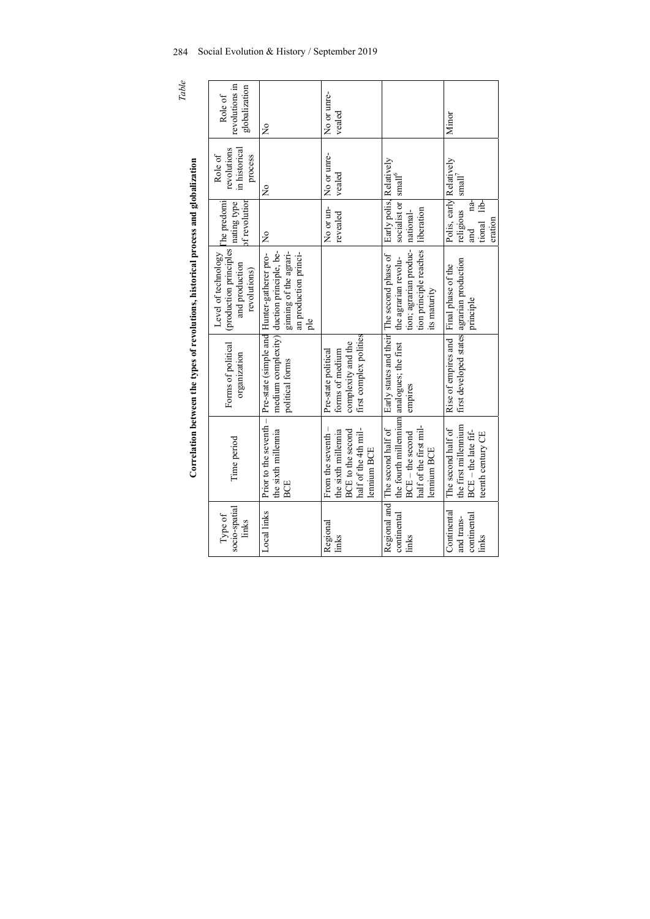*Table*

**Correlation between the types of revolutions, historical process and globalization**

| Type of socio-spatial links | Time period | Forms of political organization | Level of technology (production principles and production revolutions) | The predominating type of revolution | Role of revolutions in historical process | Role of revolutions in globalization |
|---|---|---|---|---|---|---|
| Local links | Prior to the seventh – the sixth millennia BCE | Pre-state (simple and medium complexity) political forms | Hunter-gatherer production principle, beginning of the agrarian production principle | No | No | No |
| Regional links | From the seventh – the sixth millennia BCE to the second half of the 4th millennium BCE | Pre-state political forms of medium complexity and the first complex polities | | No or unrevealed | No or unrevealed | No or unrevealed |
| Regional and continental links | The second half of the fourth millennium BCE – the second half of the first millennium BCE | Early states and their analogues; the first empires | The second phase of the agrarian revolution; agrarian production principle reaches its maturity | Early polis, socialist or national-liberation | Relatively small[6] | |
| Continental and trans-continental links | The second half of the first millennium BCE – the late fifteenth century CE | Rise of empires and first developed states | Final phase of the agrarian production principle | Polis, early religious and national liberation | Relatively small[7] | Minor |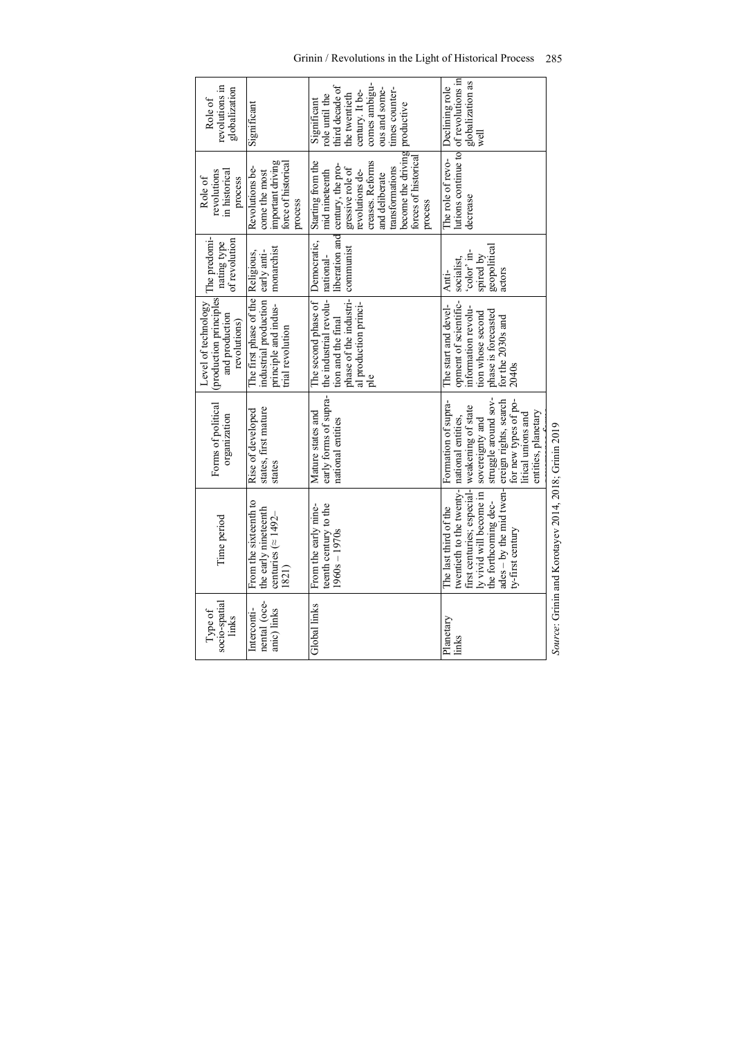| Type of socio-spatial links | Time period | Forms of political organization | Level of technology (production principles and production revolutions) | The predominating type of revolution | Role of revolutions in historical process | Role of revolutions in globalization |
|---|---|---|---|---|---|---|
| Intercontinental (oceanic) links | From the sixteenth to the early nineteenth centuries (≈ 1492–1821) | Rise of developed states, first mature states | The first phase of the industrial production principle and industrial revolution | Religious, early anti-monarchist | Revolutions become the most important driving force of historical process | Significant |
| Global links | From the early nineteenth century to the 1960s – 1970s | Mature states and early forms of supranational entities | The second phase of the industrial revolution and the final phase of the industrial production principle | Democratic, national-liberation and communist | Starting from the mid nineteenth century, the progressive role of revolutions decreases. Reforms and deliberate transformations become the driving forces of historical process | Significant role until the third decade of the twentieth century. It becomes ambiguous and sometimes counterproductive |
| Planetary links | The last third of the twentieth to the twenty-first centuries; especially vivid will become in the forthcoming decades – by the mid twenty-first century | Formation of supranational entities, weakening of state sovereignty and struggle around sovereign rights, search for new types of political unions and entities, planetary … | The start and development of scientific-information revolution whose second phase is forecasted for the 2030s and 2040s | Anti-socialist, 'color' inspired by geopolitical actors | The role of revolutions continue to decrease | Declining role of revolutions in globalization as well |

*Source*: Grinin and Korotayev 2014, 2018; Grinin 2019